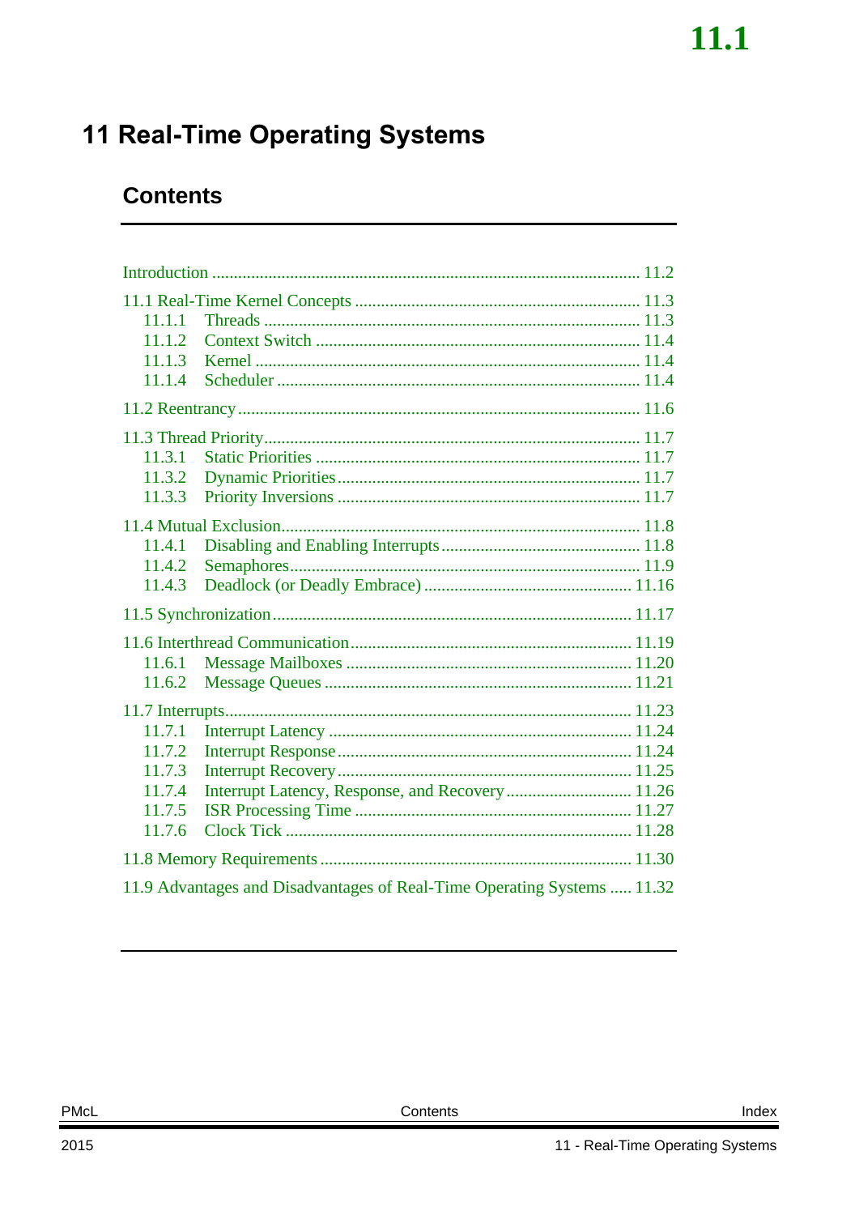# 11 Real-Time Operating Systems

## Contents

- Introduction ... 11.2
- 11.1 Real-Time Kernel Concepts ... 11.3
  - 11.1.1 Threads ... 11.3
  - 11.1.2 Context Switch ... 11.4
  - 11.1.3 Kernel ... 11.4
  - 11.1.4 Scheduler ... 11.4
- 11.2 Reentrancy ... 11.6
- 11.3 Thread Priority ... 11.7
  - 11.3.1 Static Priorities ... 11.7
  - 11.3.2 Dynamic Priorities ... 11.7
  - 11.3.3 Priority Inversions ... 11.7
- 11.4 Mutual Exclusion ... 11.8
  - 11.4.1 Disabling and Enabling Interrupts ... 11.8
  - 11.4.2 Semaphores ... 11.9
  - 11.4.3 Deadlock (or Deadly Embrace) ... 11.16
- 11.5 Synchronization ... 11.17
- 11.6 Interthread Communication ... 11.19
  - 11.6.1 Message Mailboxes ... 11.20
  - 11.6.2 Message Queues ... 11.21
- 11.7 Interrupts ... 11.23
  - 11.7.1 Interrupt Latency ... 11.24
  - 11.7.2 Interrupt Response ... 11.24
  - 11.7.3 Interrupt Recovery ... 11.25
  - 11.7.4 Interrupt Latency, Response, and Recovery ... 11.26
  - 11.7.5 ISR Processing Time ... 11.27
  - 11.7.6 Clock Tick ... 11.28
- 11.8 Memory Requirements ... 11.30
- 11.9 Advantages and Disadvantages of Real-Time Operating Systems ... 11.32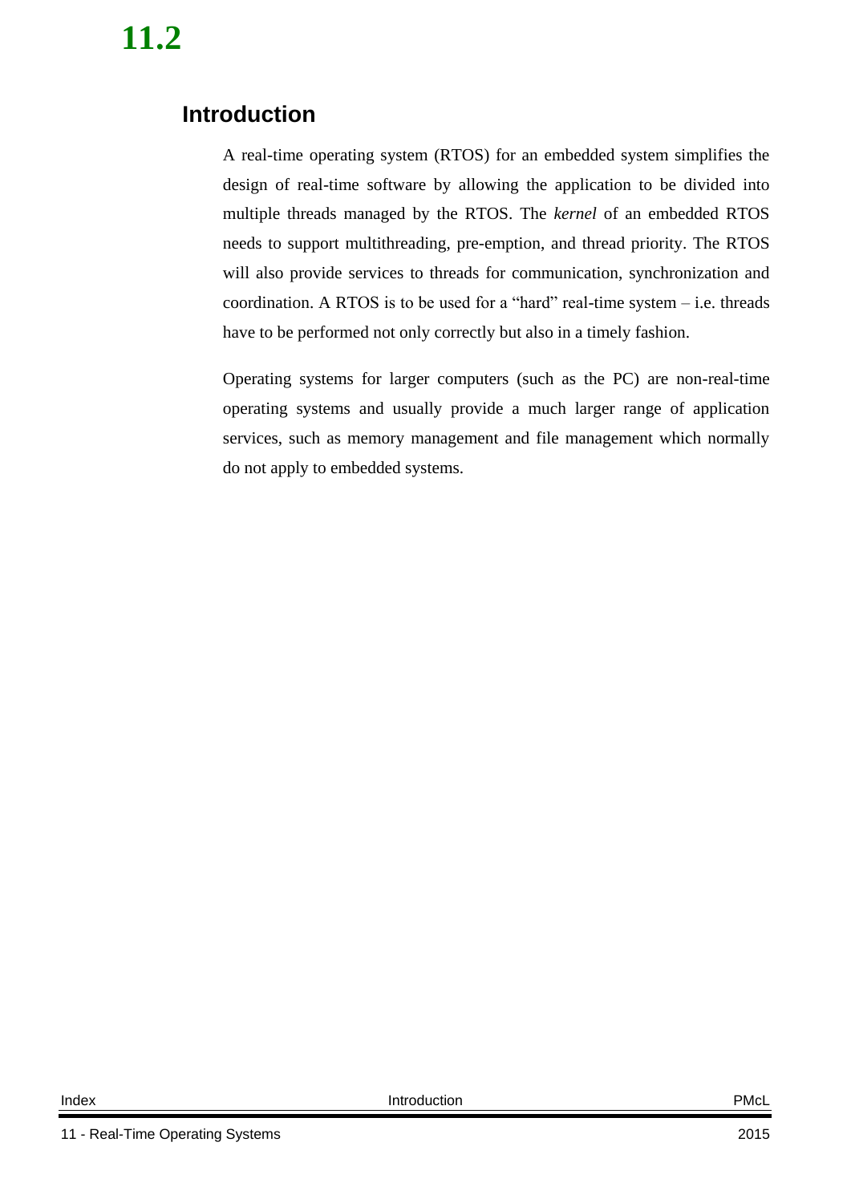# 11.2

## Introduction

A real-time operating system (RTOS) for an embedded system simplifies the design of real-time software by allowing the application to be divided into multiple threads managed by the RTOS. The *kernel* of an embedded RTOS needs to support multithreading, pre-emption, and thread priority. The RTOS will also provide services to threads for communication, synchronization and coordination. A RTOS is to be used for a "hard" real-time system – i.e. threads have to be performed not only correctly but also in a timely fashion.

Operating systems for larger computers (such as the PC) are non-real-time operating systems and usually provide a much larger range of application services, such as memory management and file management which normally do not apply to embedded systems.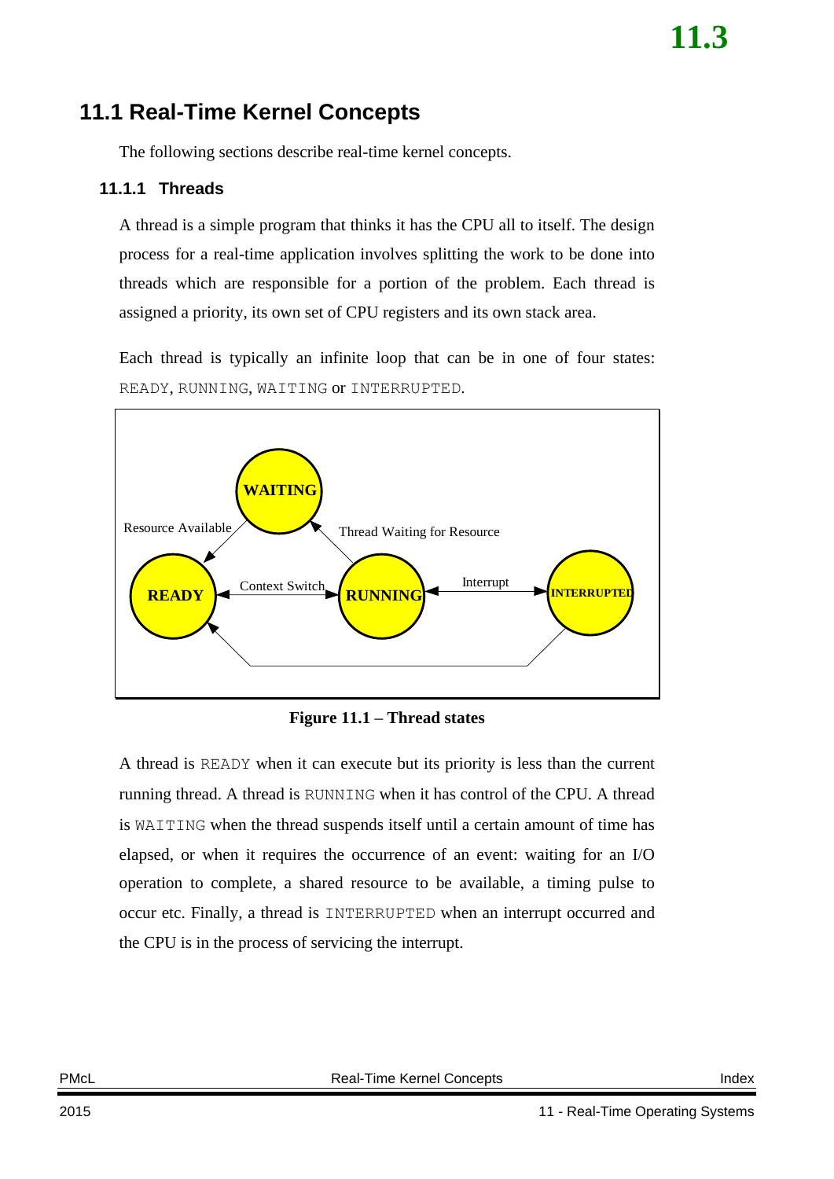## 11.1 Real-Time Kernel Concepts

The following sections describe real-time kernel concepts.

### 11.1.1 Threads

A thread is a simple program that thinks it has the CPU all to itself. The design process for a real-time application involves splitting the work to be done into threads which are responsible for a portion of the problem. Each thread is assigned a priority, its own set of CPU registers and its own stack area.

Each thread is typically an infinite loop that can be in one of four states: `READY`, `RUNNING`, `WAITING` or `INTERRUPTED`.

**Figure 11.1 – Thread states**

A thread is `READY` when it can execute but its priority is less than the current running thread. A thread is `RUNNING` when it has control of the CPU. A thread is `WAITING` when the thread suspends itself until a certain amount of time has elapsed, or when it requires the occurrence of an event: waiting for an I/O operation to complete, a shared resource to be available, a timing pulse to occur etc. Finally, a thread is `INTERRUPTED` when an interrupt occurred and the CPU is in the process of servicing the interrupt.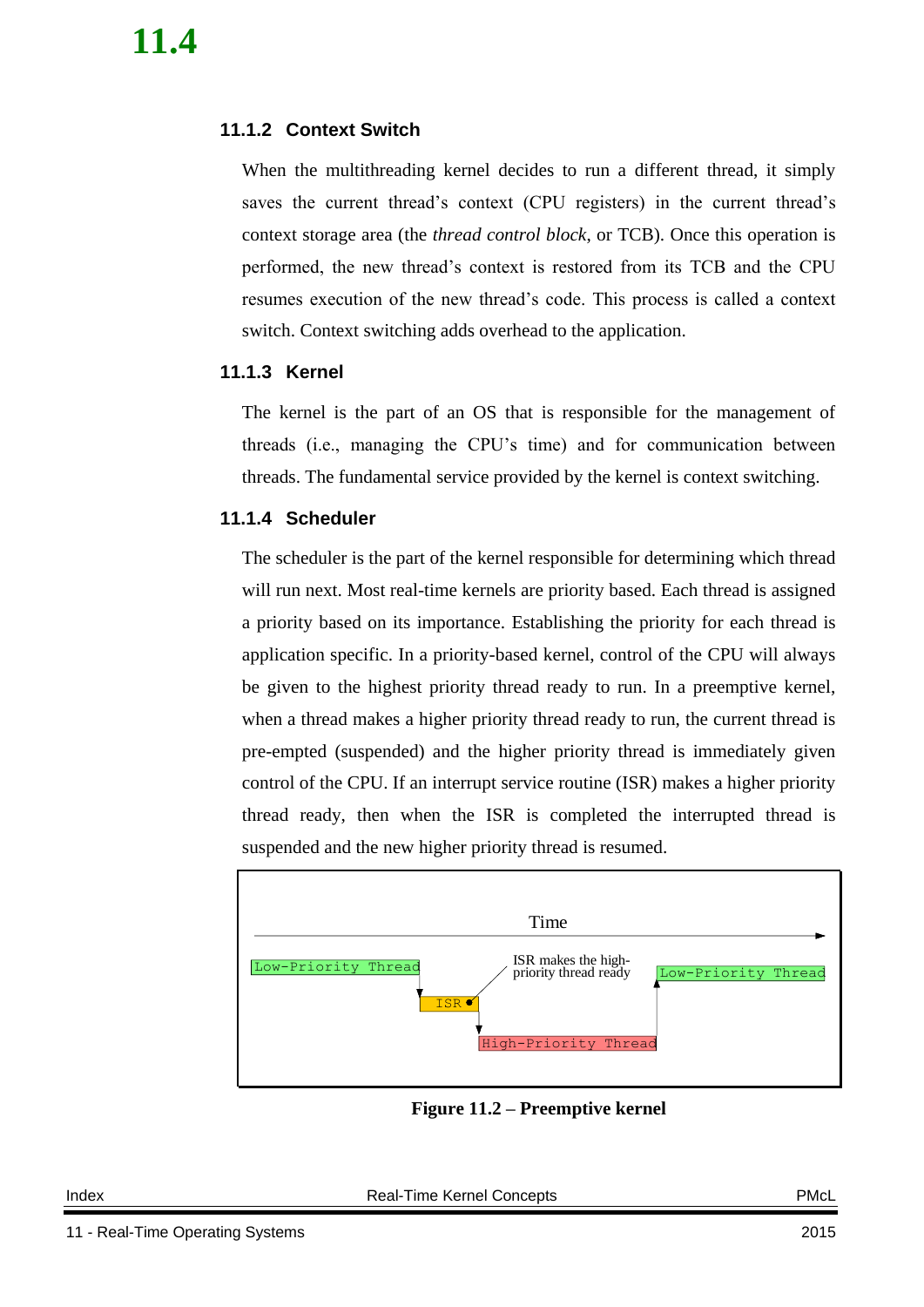### 11.1.2 Context Switch

When the multithreading kernel decides to run a different thread, it simply saves the current thread's context (CPU registers) in the current thread's context storage area (the *thread control block*, or TCB). Once this operation is performed, the new thread's context is restored from its TCB and the CPU resumes execution of the new thread's code. This process is called a context switch. Context switching adds overhead to the application.

### 11.1.3 Kernel

The kernel is the part of an OS that is responsible for the management of threads (i.e., managing the CPU's time) and for communication between threads. The fundamental service provided by the kernel is context switching.

### 11.1.4 Scheduler

The scheduler is the part of the kernel responsible for determining which thread will run next. Most real-time kernels are priority based. Each thread is assigned a priority based on its importance. Establishing the priority for each thread is application specific. In a priority-based kernel, control of the CPU will always be given to the highest priority thread ready to run. In a preemptive kernel, when a thread makes a higher priority thread ready to run, the current thread is pre-empted (suspended) and the higher priority thread is immediately given control of the CPU. If an interrupt service routine (ISR) makes a higher priority thread ready, then when the ISR is completed the interrupted thread is suspended and the new higher priority thread is resumed.

**Figure 11.2 – Preemptive kernel**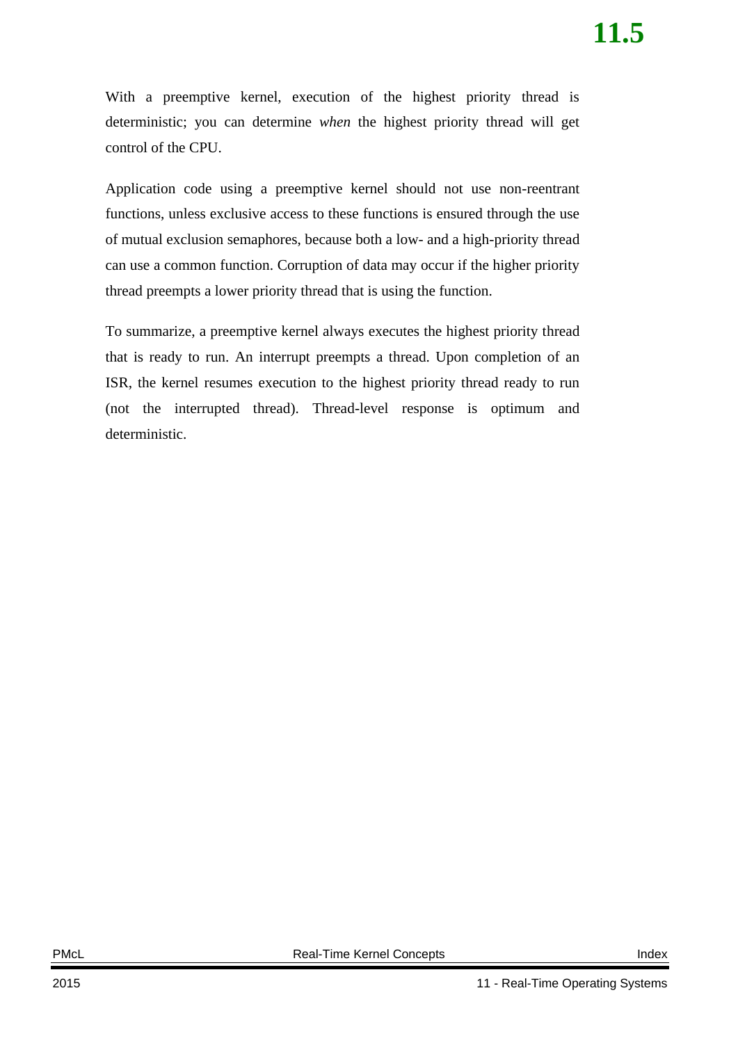With a preemptive kernel, execution of the highest priority thread is deterministic; you can determine *when* the highest priority thread will get control of the CPU.

Application code using a preemptive kernel should not use non-reentrant functions, unless exclusive access to these functions is ensured through the use of mutual exclusion semaphores, because both a low- and a high-priority thread can use a common function. Corruption of data may occur if the higher priority thread preempts a lower priority thread that is using the function.

To summarize, a preemptive kernel always executes the highest priority thread that is ready to run. An interrupt preempts a thread. Upon completion of an ISR, the kernel resumes execution to the highest priority thread ready to run (not the interrupted thread). Thread-level response is optimum and deterministic.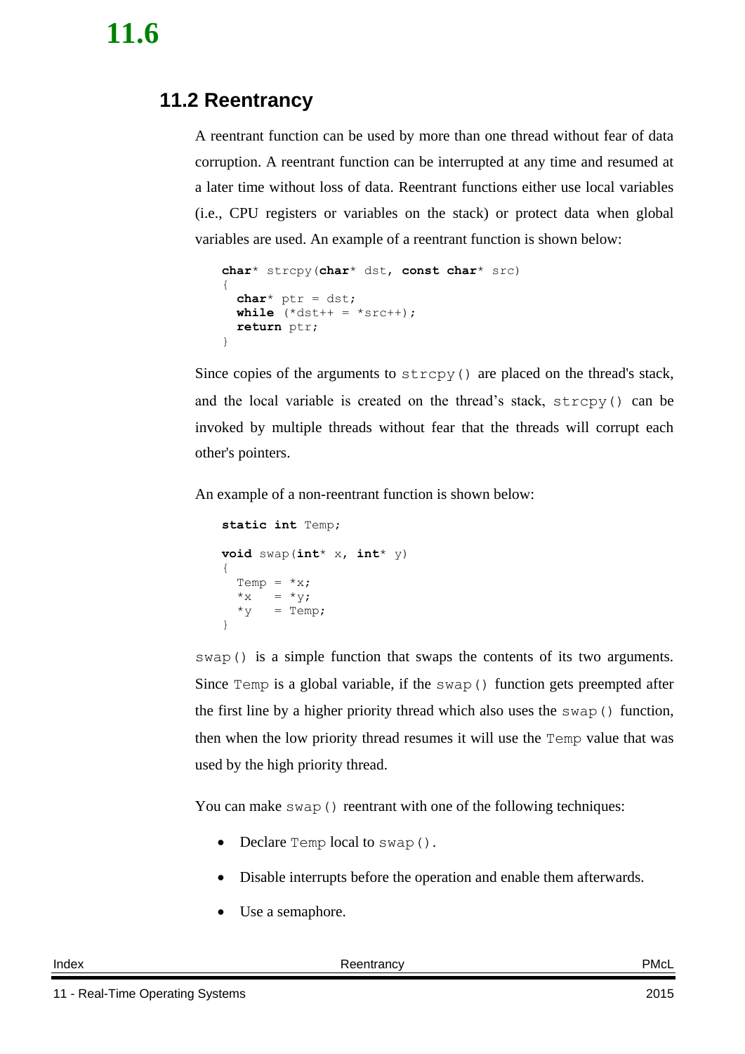## 11.2 Reentrancy

A reentrant function can be used by more than one thread without fear of data corruption. A reentrant function can be interrupted at any time and resumed at a later time without loss of data. Reentrant functions either use local variables (i.e., CPU registers or variables on the stack) or protect data when global variables are used. An example of a reentrant function is shown below:

```
char* strcpy(char* dst, const char* src)
{
  char* ptr = dst;
  while (*dst++ = *src++);
  return ptr;
}
```

Since copies of the arguments to `strcpy()` are placed on the thread's stack, and the local variable is created on the thread's stack, `strcpy()` can be invoked by multiple threads without fear that the threads will corrupt each other's pointers.

An example of a non-reentrant function is shown below:

```
static int Temp;

void swap(int* x, int* y)
{
  Temp = *x;
  *x   = *y;
  *y   = Temp;
}
```

`swap()` is a simple function that swaps the contents of its two arguments. Since `Temp` is a global variable, if the `swap()` function gets preempted after the first line by a higher priority thread which also uses the `swap()` function, then when the low priority thread resumes it will use the `Temp` value that was used by the high priority thread.

You can make `swap()` reentrant with one of the following techniques:

- Declare `Temp` local to `swap()`.
- Disable interrupts before the operation and enable them afterwards.
- Use a semaphore.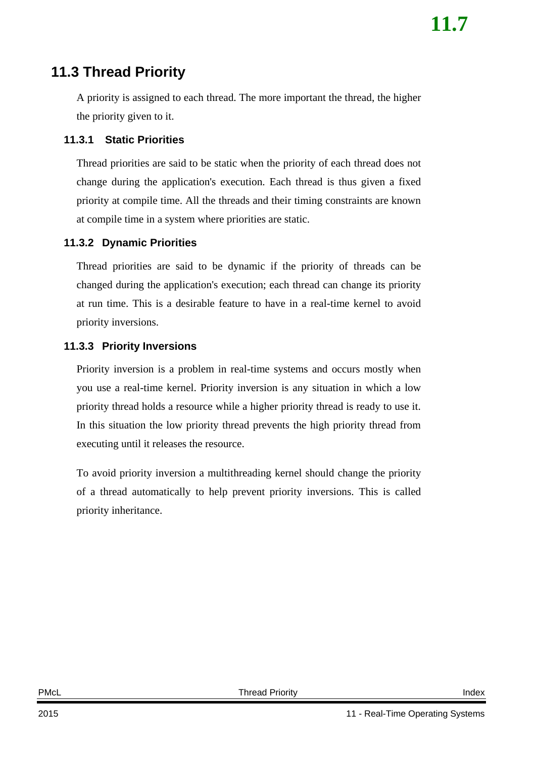## 11.3 Thread Priority

A priority is assigned to each thread. The more important the thread, the higher the priority given to it.

### 11.3.1 Static Priorities

Thread priorities are said to be static when the priority of each thread does not change during the application's execution. Each thread is thus given a fixed priority at compile time. All the threads and their timing constraints are known at compile time in a system where priorities are static.

### 11.3.2 Dynamic Priorities

Thread priorities are said to be dynamic if the priority of threads can be changed during the application's execution; each thread can change its priority at run time. This is a desirable feature to have in a real-time kernel to avoid priority inversions.

### 11.3.3 Priority Inversions

Priority inversion is a problem in real-time systems and occurs mostly when you use a real-time kernel. Priority inversion is any situation in which a low priority thread holds a resource while a higher priority thread is ready to use it. In this situation the low priority thread prevents the high priority thread from executing until it releases the resource.

To avoid priority inversion a multithreading kernel should change the priority of a thread automatically to help prevent priority inversions. This is called priority inheritance.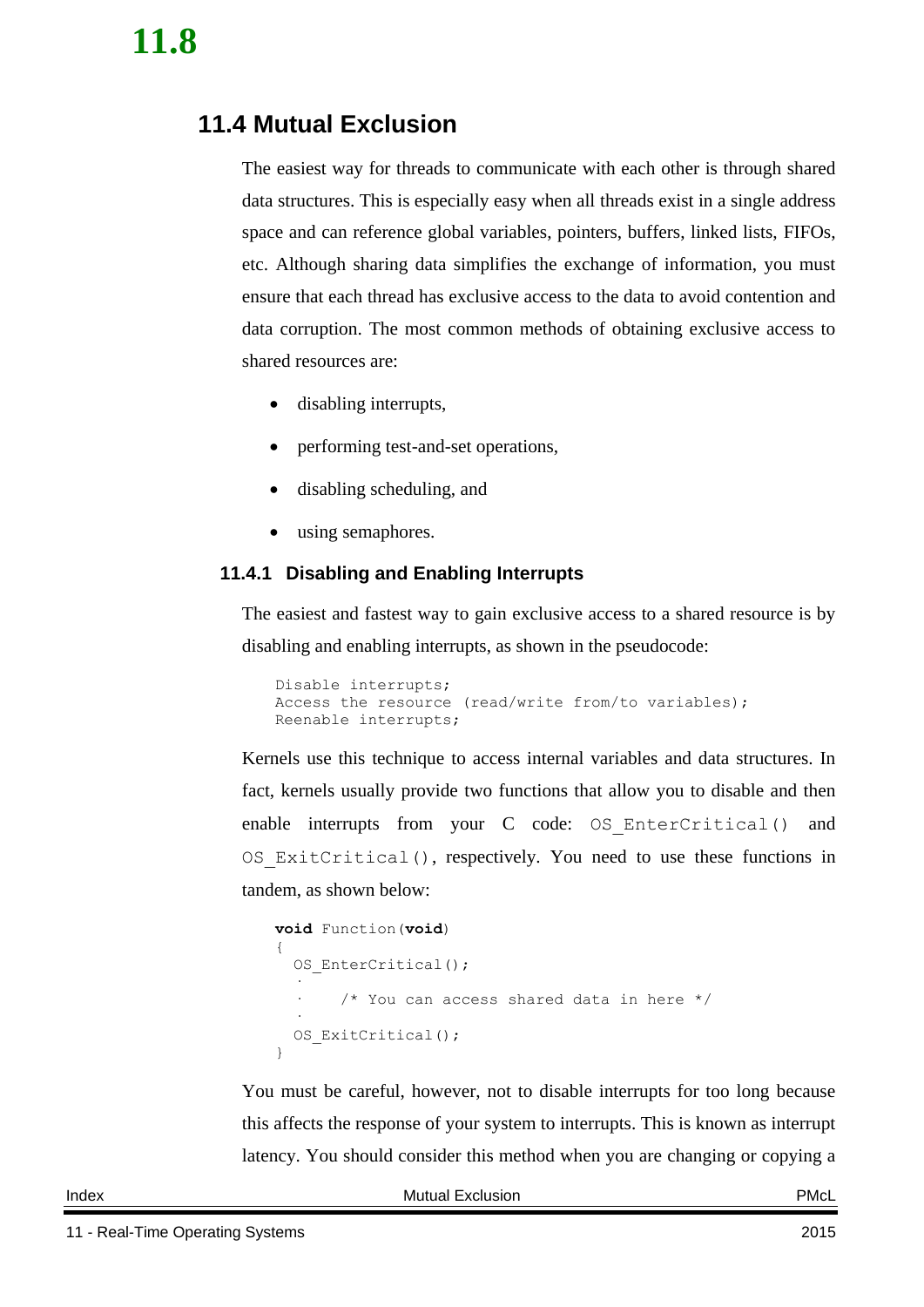## 11.4 Mutual Exclusion

The easiest way for threads to communicate with each other is through shared data structures. This is especially easy when all threads exist in a single address space and can reference global variables, pointers, buffers, linked lists, FIFOs, etc. Although sharing data simplifies the exchange of information, you must ensure that each thread has exclusive access to the data to avoid contention and data corruption. The most common methods of obtaining exclusive access to shared resources are:

- disabling interrupts,
- performing test-and-set operations,
- disabling scheduling, and
- using semaphores.

### 11.4.1 Disabling and Enabling Interrupts

The easiest and fastest way to gain exclusive access to a shared resource is by disabling and enabling interrupts, as shown in the pseudocode:

```
Disable interrupts;
Access the resource (read/write from/to variables);
Reenable interrupts;
```

Kernels use this technique to access internal variables and data structures. In fact, kernels usually provide two functions that allow you to disable and then enable interrupts from your C code: `OS_EnterCritical()` and `OS_ExitCritical()`, respectively. You need to use these functions in tandem, as shown below:

```
void Function(void)
{
  OS_EnterCritical();
  .
  .    /* You can access shared data in here */
  .
  OS_ExitCritical();
}
```

You must be careful, however, not to disable interrupts for too long because this affects the response of your system to interrupts. This is known as interrupt latency. You should consider this method when you are changing or copying a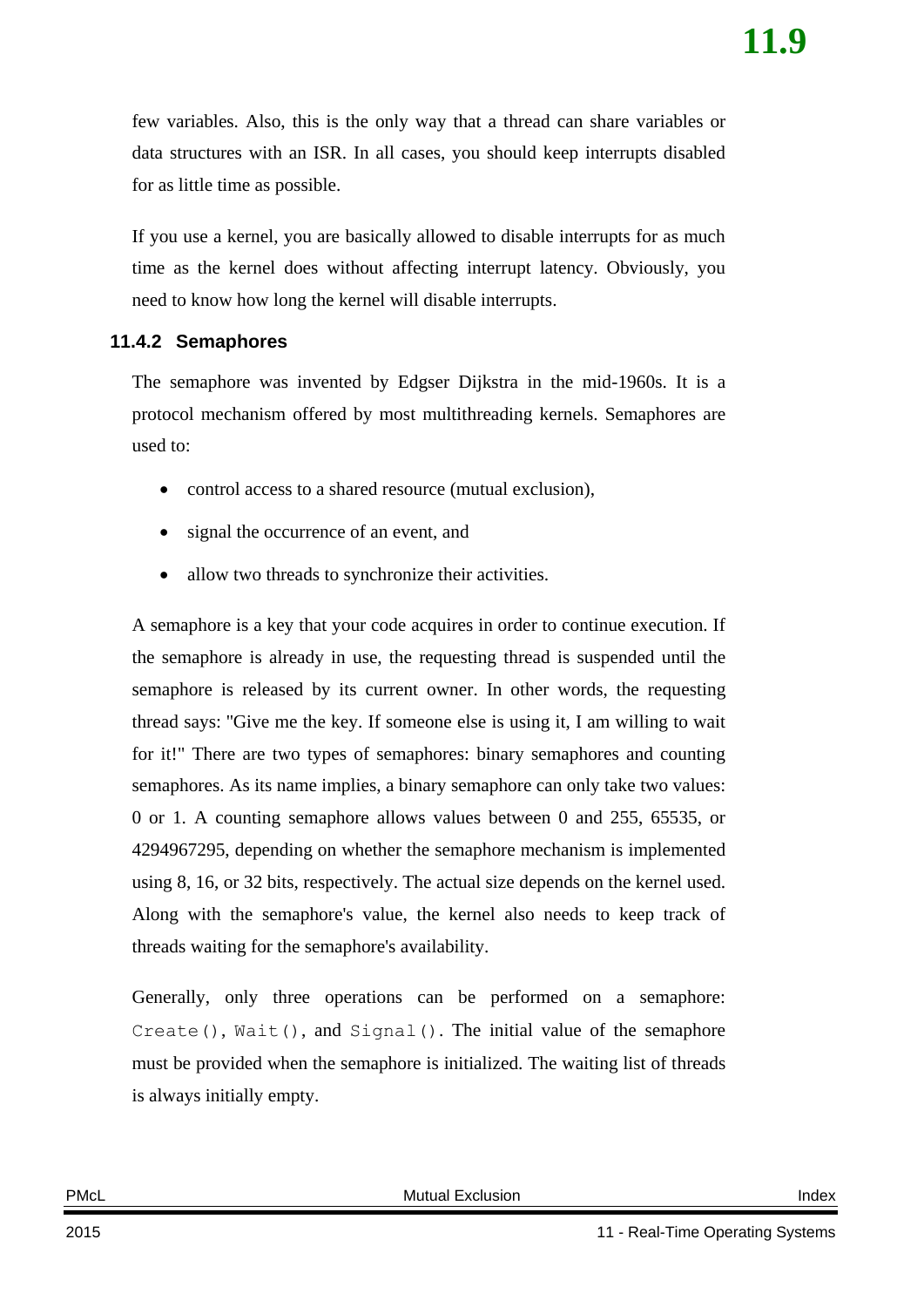few variables. Also, this is the only way that a thread can share variables or data structures with an ISR. In all cases, you should keep interrupts disabled for as little time as possible.

If you use a kernel, you are basically allowed to disable interrupts for as much time as the kernel does without affecting interrupt latency. Obviously, you need to know how long the kernel will disable interrupts.

### 11.4.2 Semaphores

The semaphore was invented by Edgser Dijkstra in the mid-1960s. It is a protocol mechanism offered by most multithreading kernels. Semaphores are used to:

- control access to a shared resource (mutual exclusion),
- signal the occurrence of an event, and
- allow two threads to synchronize their activities.

A semaphore is a key that your code acquires in order to continue execution. If the semaphore is already in use, the requesting thread is suspended until the semaphore is released by its current owner. In other words, the requesting thread says: "Give me the key. If someone else is using it, I am willing to wait for it!" There are two types of semaphores: binary semaphores and counting semaphores. As its name implies, a binary semaphore can only take two values: 0 or 1. A counting semaphore allows values between 0 and 255, 65535, or 4294967295, depending on whether the semaphore mechanism is implemented using 8, 16, or 32 bits, respectively. The actual size depends on the kernel used. Along with the semaphore's value, the kernel also needs to keep track of threads waiting for the semaphore's availability.

Generally, only three operations can be performed on a semaphore: `Create()`, `Wait()`, and `Signal()`. The initial value of the semaphore must be provided when the semaphore is initialized. The waiting list of threads is always initially empty.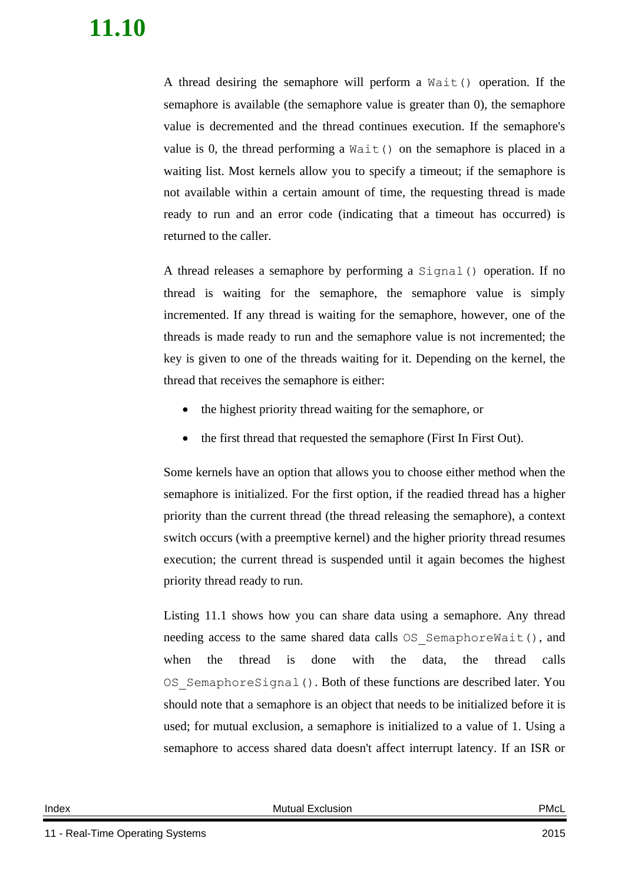# 11.10

A thread desiring the semaphore will perform a `Wait()` operation. If the semaphore is available (the semaphore value is greater than 0), the semaphore value is decremented and the thread continues execution. If the semaphore's value is 0, the thread performing a `Wait()` on the semaphore is placed in a waiting list. Most kernels allow you to specify a timeout; if the semaphore is not available within a certain amount of time, the requesting thread is made ready to run and an error code (indicating that a timeout has occurred) is returned to the caller.

A thread releases a semaphore by performing a `Signal()` operation. If no thread is waiting for the semaphore, the semaphore value is simply incremented. If any thread is waiting for the semaphore, however, one of the threads is made ready to run and the semaphore value is not incremented; the key is given to one of the threads waiting for it. Depending on the kernel, the thread that receives the semaphore is either:

- the highest priority thread waiting for the semaphore, or
- the first thread that requested the semaphore (First In First Out).

Some kernels have an option that allows you to choose either method when the semaphore is initialized. For the first option, if the readied thread has a higher priority than the current thread (the thread releasing the semaphore), a context switch occurs (with a preemptive kernel) and the higher priority thread resumes execution; the current thread is suspended until it again becomes the highest priority thread ready to run.

Listing 11.1 shows how you can share data using a semaphore. Any thread needing access to the same shared data calls `OS_SemaphoreWait()`, and when the thread is done with the data, the thread calls `OS_SemaphoreSignal()`. Both of these functions are described later. You should note that a semaphore is an object that needs to be initialized before it is used; for mutual exclusion, a semaphore is initialized to a value of 1. Using a semaphore to access shared data doesn't affect interrupt latency. If an ISR or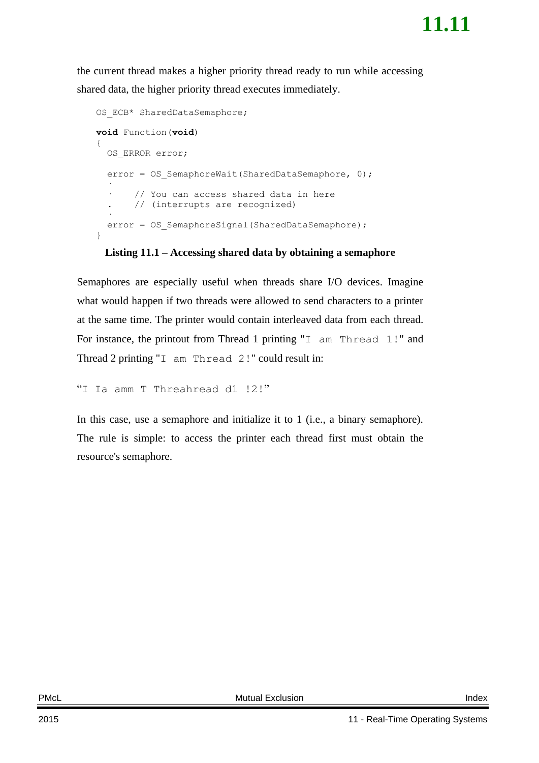the current thread makes a higher priority thread ready to run while accessing shared data, the higher priority thread executes immediately.

```
OS_ECB* SharedDataSemaphore;

void Function(void)
{
  OS_ERROR error;

  error = OS_SemaphoreWait(SharedDataSemaphore, 0);
  .
  .    // You can access shared data in here
  .    // (interrupts are recognized)
  .
  error = OS_SemaphoreSignal(SharedDataSemaphore);
}
```

**Listing 11.1 – Accessing shared data by obtaining a semaphore**

Semaphores are especially useful when threads share I/O devices. Imagine what would happen if two threads were allowed to send characters to a printer at the same time. The printer would contain interleaved data from each thread. For instance, the printout from Thread 1 printing "`I am Thread 1!`" and Thread 2 printing "`I am Thread 2!`" could result in:

```
"I Ia amm T Threahread d1 !2!"
```

In this case, use a semaphore and initialize it to 1 (i.e., a binary semaphore). The rule is simple: to access the printer each thread first must obtain the resource's semaphore.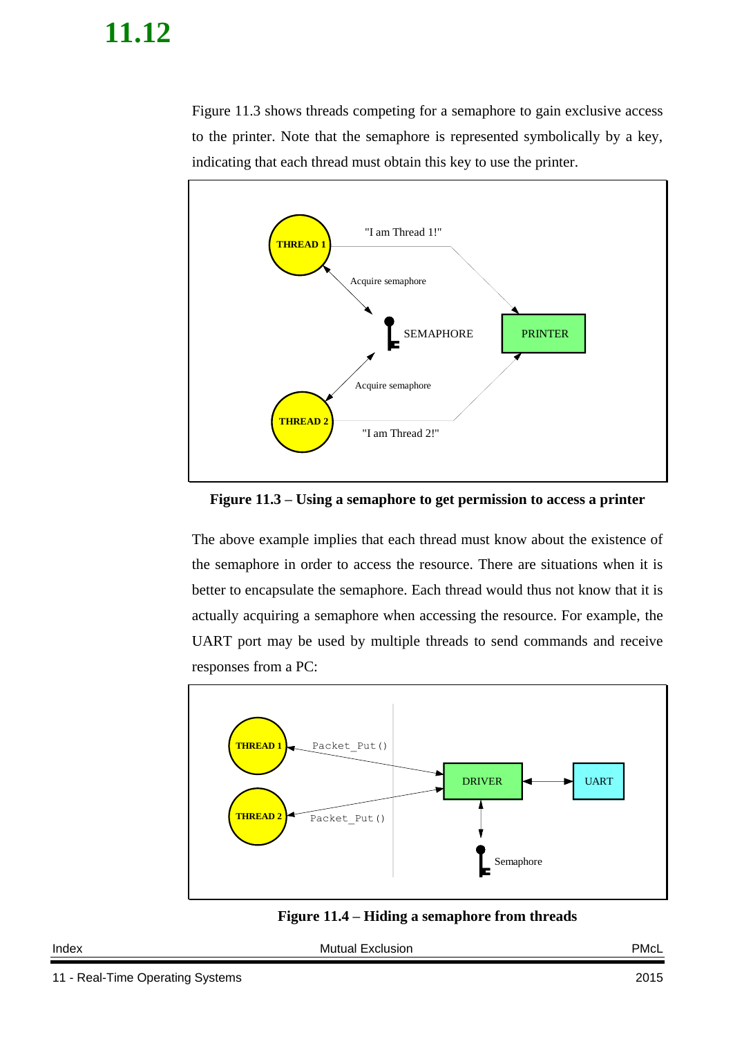# 11.12

Figure 11.3 shows threads competing for a semaphore to gain exclusive access to the printer. Note that the semaphore is represented symbolically by a key, indicating that each thread must obtain this key to use the printer.

**Figure 11.3 – Using a semaphore to get permission to access a printer**

The above example implies that each thread must know about the existence of the semaphore in order to access the resource. There are situations when it is better to encapsulate the semaphore. Each thread would thus not know that it is actually acquiring a semaphore when accessing the resource. For example, the UART port may be used by multiple threads to send commands and receive responses from a PC:

**Figure 11.4 – Hiding a semaphore from threads**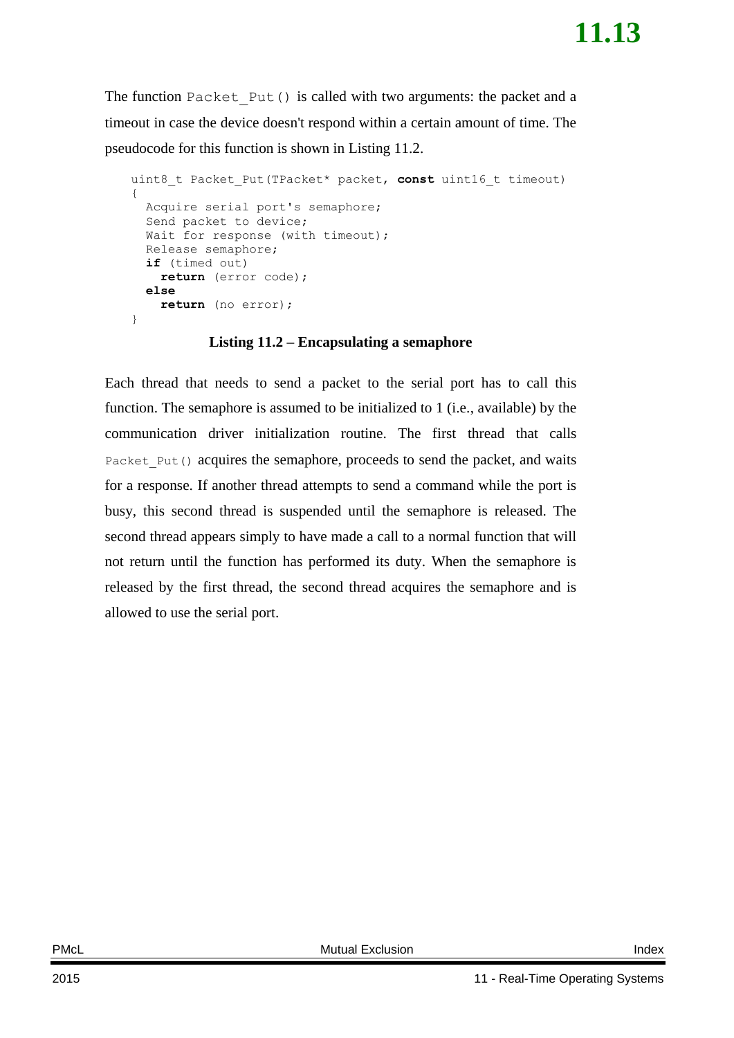The function `Packet_Put()` is called with two arguments: the packet and a timeout in case the device doesn't respond within a certain amount of time. The pseudocode for this function is shown in Listing 11.2.

```
uint8_t Packet_Put(TPacket* packet, const uint16_t timeout)
{
  Acquire serial port's semaphore;
  Send packet to device;
  Wait for response (with timeout);
  Release semaphore;
  if (timed out)
    return (error code);
  else
    return (no error);
}
```

**Listing 11.2 – Encapsulating a semaphore**

Each thread that needs to send a packet to the serial port has to call this function. The semaphore is assumed to be initialized to 1 (i.e., available) by the communication driver initialization routine. The first thread that calls `Packet_Put()` acquires the semaphore, proceeds to send the packet, and waits for a response. If another thread attempts to send a command while the port is busy, this second thread is suspended until the semaphore is released. The second thread appears simply to have made a call to a normal function that will not return until the function has performed its duty. When the semaphore is released by the first thread, the second thread acquires the semaphore and is allowed to use the serial port.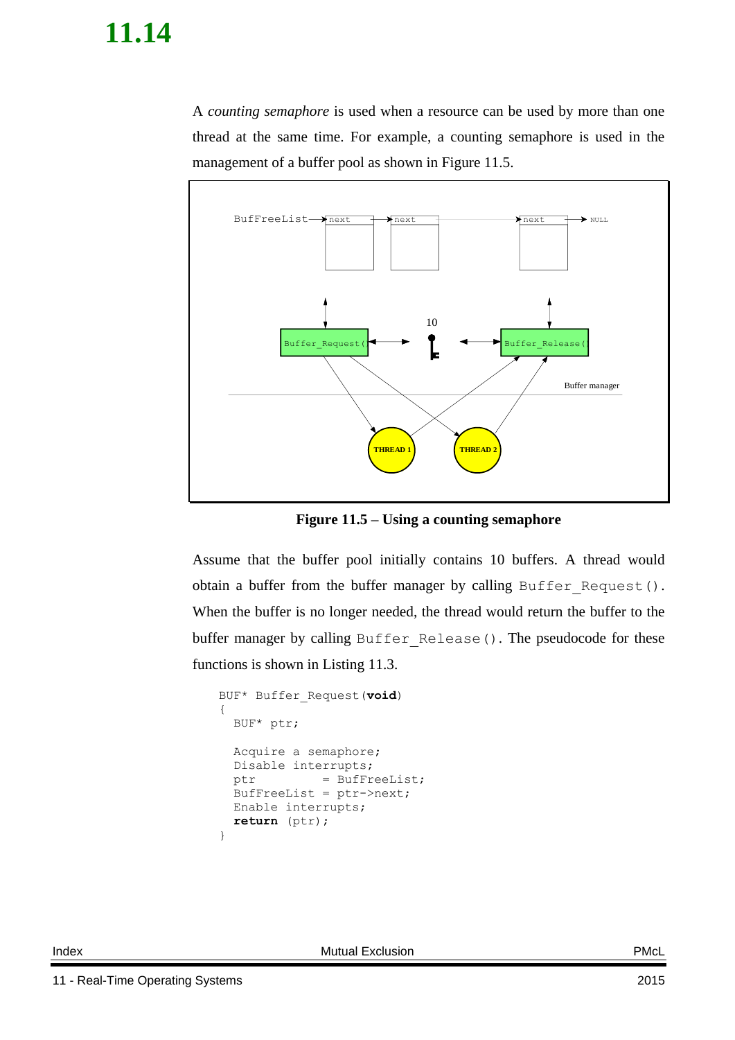# 11.14

A *counting semaphore* is used when a resource can be used by more than one thread at the same time. For example, a counting semaphore is used in the management of a buffer pool as shown in Figure 11.5.

**Figure 11.5 – Using a counting semaphore**

Assume that the buffer pool initially contains 10 buffers. A thread would obtain a buffer from the buffer manager by calling `Buffer_Request()`. When the buffer is no longer needed, the thread would return the buffer to the buffer manager by calling `Buffer_Release()`. The pseudocode for these functions is shown in Listing 11.3.

```
BUF* Buffer_Request(void)
{
  BUF* ptr;

  Acquire a semaphore;
  Disable interrupts;
  ptr          = BufFreeList;
  BufFreeList = ptr->next;
  Enable interrupts;
  return (ptr);
}
```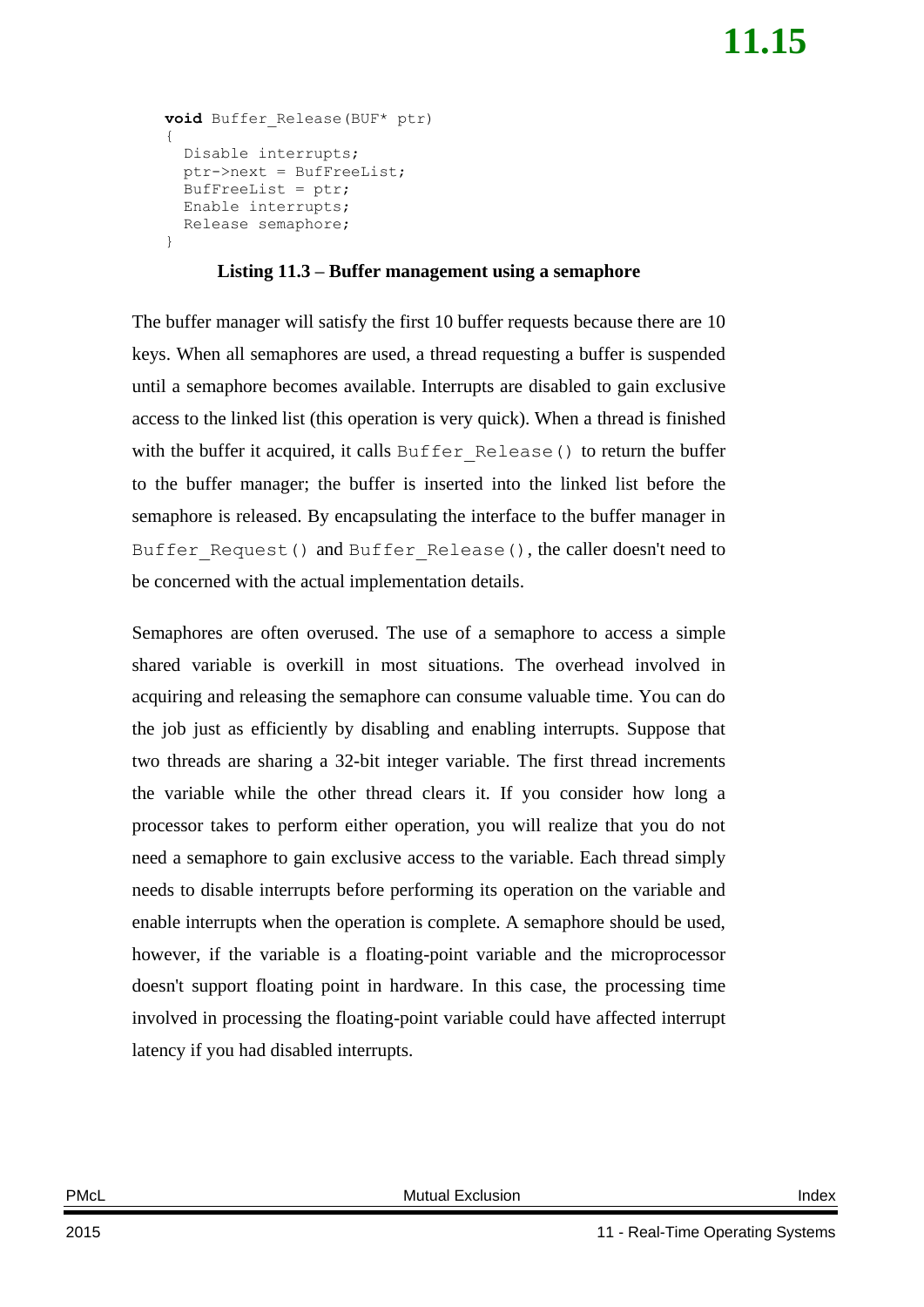```
void Buffer_Release(BUF* ptr)
{
  Disable interrupts;
  ptr->next = BufFreeList;
  BufFreeList = ptr;
  Enable interrupts;
  Release semaphore;
}
```

**Listing 11.3 – Buffer management using a semaphore**

The buffer manager will satisfy the first 10 buffer requests because there are 10 keys. When all semaphores are used, a thread requesting a buffer is suspended until a semaphore becomes available. Interrupts are disabled to gain exclusive access to the linked list (this operation is very quick). When a thread is finished with the buffer it acquired, it calls `Buffer_Release()` to return the buffer to the buffer manager; the buffer is inserted into the linked list before the semaphore is released. By encapsulating the interface to the buffer manager in `Buffer_Request()` and `Buffer_Release()`, the caller doesn't need to be concerned with the actual implementation details.

Semaphores are often overused. The use of a semaphore to access a simple shared variable is overkill in most situations. The overhead involved in acquiring and releasing the semaphore can consume valuable time. You can do the job just as efficiently by disabling and enabling interrupts. Suppose that two threads are sharing a 32-bit integer variable. The first thread increments the variable while the other thread clears it. If you consider how long a processor takes to perform either operation, you will realize that you do not need a semaphore to gain exclusive access to the variable. Each thread simply needs to disable interrupts before performing its operation on the variable and enable interrupts when the operation is complete. A semaphore should be used, however, if the variable is a floating-point variable and the microprocessor doesn't support floating point in hardware. In this case, the processing time involved in processing the floating-point variable could have affected interrupt latency if you had disabled interrupts.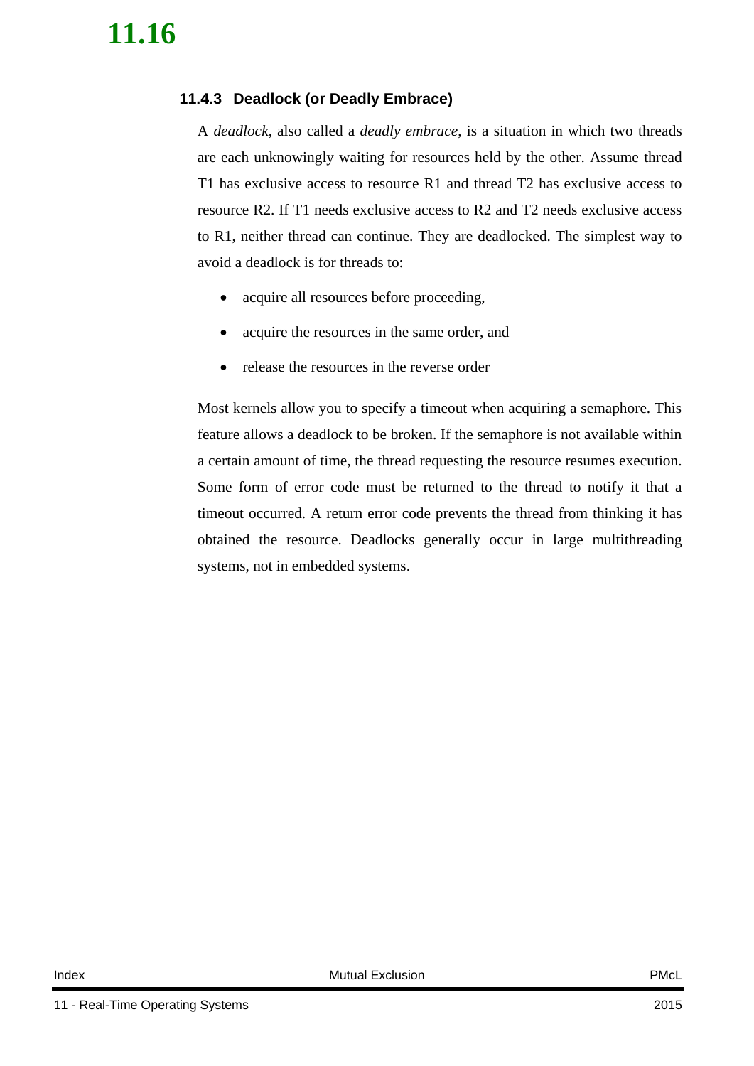### 11.4.3 Deadlock (or Deadly Embrace)

A *deadlock*, also called a *deadly embrace*, is a situation in which two threads are each unknowingly waiting for resources held by the other. Assume thread T1 has exclusive access to resource R1 and thread T2 has exclusive access to resource R2. If T1 needs exclusive access to R2 and T2 needs exclusive access to R1, neither thread can continue. They are deadlocked. The simplest way to avoid a deadlock is for threads to:

- acquire all resources before proceeding,
- acquire the resources in the same order, and
- release the resources in the reverse order

Most kernels allow you to specify a timeout when acquiring a semaphore. This feature allows a deadlock to be broken. If the semaphore is not available within a certain amount of time, the thread requesting the resource resumes execution. Some form of error code must be returned to the thread to notify it that a timeout occurred. A return error code prevents the thread from thinking it has obtained the resource. Deadlocks generally occur in large multithreading systems, not in embedded systems.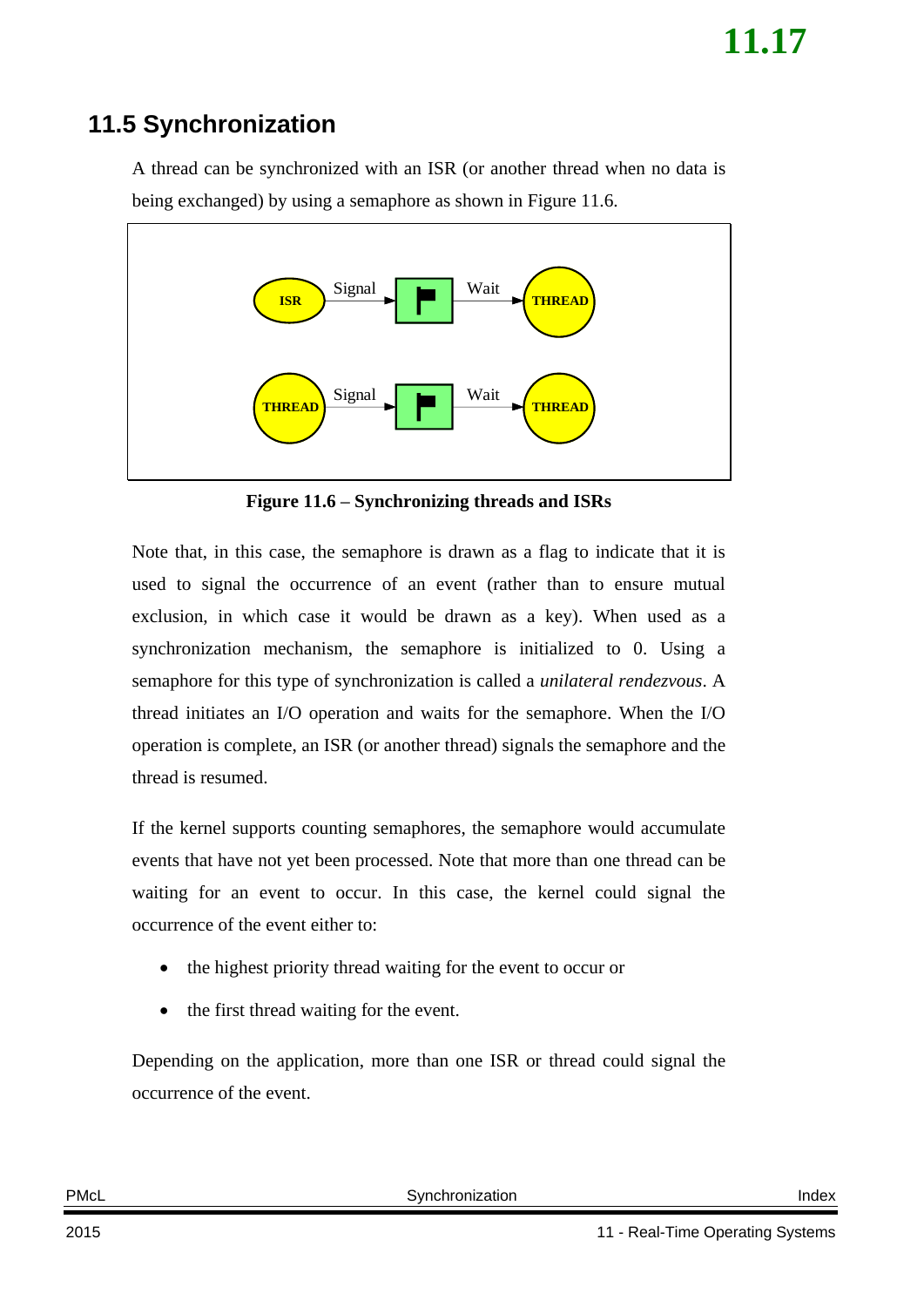## 11.5 Synchronization

A thread can be synchronized with an ISR (or another thread when no data is being exchanged) by using a semaphore as shown in Figure 11.6.

**Figure 11.6 – Synchronizing threads and ISRs**

Note that, in this case, the semaphore is drawn as a flag to indicate that it is used to signal the occurrence of an event (rather than to ensure mutual exclusion, in which case it would be drawn as a key). When used as a synchronization mechanism, the semaphore is initialized to 0. Using a semaphore for this type of synchronization is called a *unilateral rendezvous*. A thread initiates an I/O operation and waits for the semaphore. When the I/O operation is complete, an ISR (or another thread) signals the semaphore and the thread is resumed.

If the kernel supports counting semaphores, the semaphore would accumulate events that have not yet been processed. Note that more than one thread can be waiting for an event to occur. In this case, the kernel could signal the occurrence of the event either to:

- the highest priority thread waiting for the event to occur or
- the first thread waiting for the event.

Depending on the application, more than one ISR or thread could signal the occurrence of the event.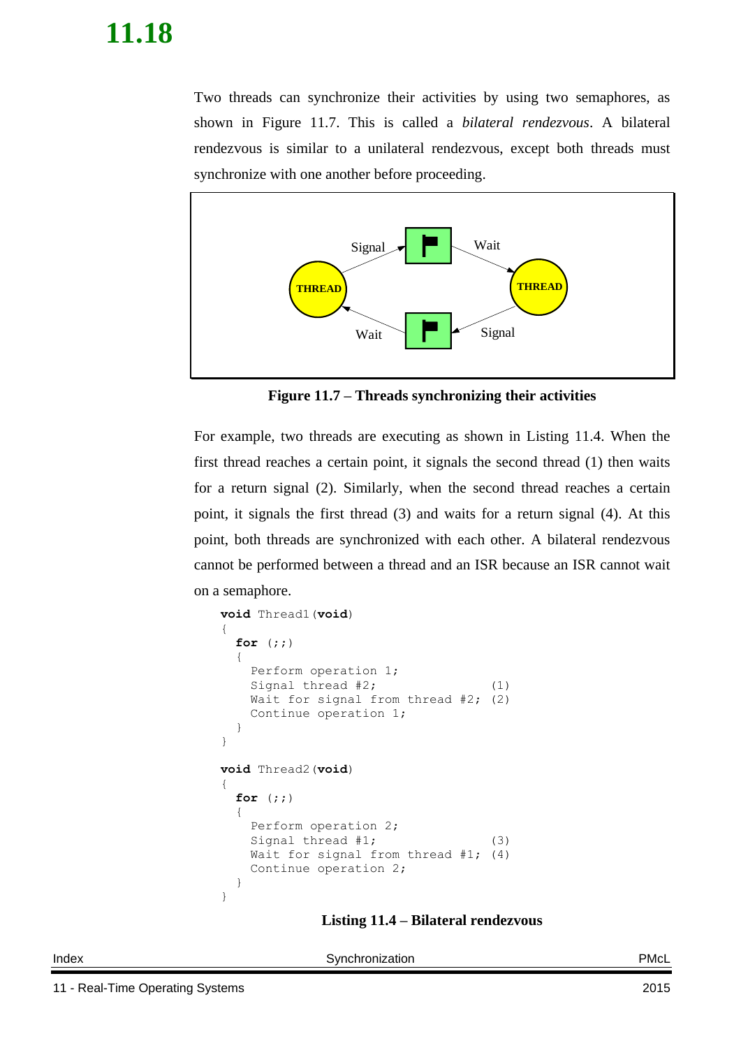# 11.18

Two threads can synchronize their activities by using two semaphores, as shown in Figure 11.7. This is called a *bilateral rendezvous*. A bilateral rendezvous is similar to a unilateral rendezvous, except both threads must synchronize with one another before proceeding.

**Figure 11.7 – Threads synchronizing their activities**

For example, two threads are executing as shown in Listing 11.4. When the first thread reaches a certain point, it signals the second thread (1) then waits for a return signal (2). Similarly, when the second thread reaches a certain point, it signals the first thread (3) and waits for a return signal (4). At this point, both threads are synchronized with each other. A bilateral rendezvous cannot be performed between a thread and an ISR because an ISR cannot wait on a semaphore.

```
void Thread1(void)
{
  for (;;)
  {
    Perform operation 1;
    Signal thread #2;               (1)
    Wait for signal from thread #2; (2)
    Continue operation 1;
  }
}

void Thread2(void)
{
  for (;;)
  {
    Perform operation 2;
    Signal thread #1;               (3)
    Wait for signal from thread #1; (4)
    Continue operation 2;
  }
}
```

**Listing 11.4 – Bilateral rendezvous**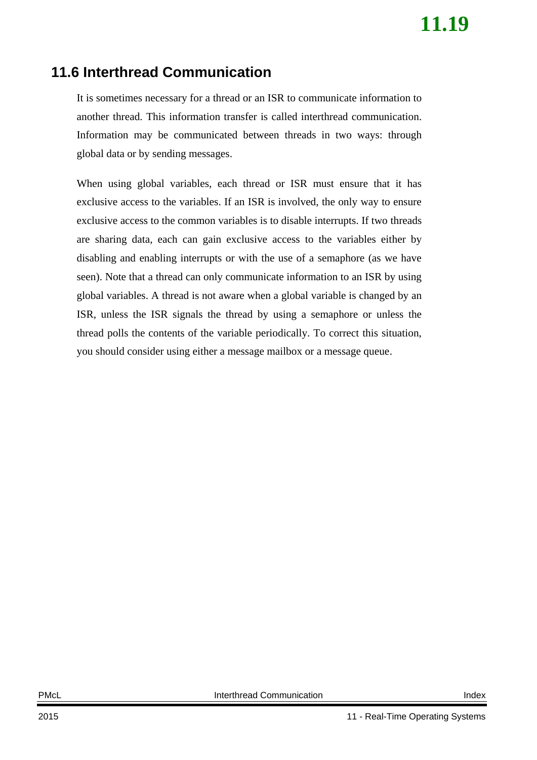## 11.6 Interthread Communication

It is sometimes necessary for a thread or an ISR to communicate information to another thread. This information transfer is called interthread communication. Information may be communicated between threads in two ways: through global data or by sending messages.

When using global variables, each thread or ISR must ensure that it has exclusive access to the variables. If an ISR is involved, the only way to ensure exclusive access to the common variables is to disable interrupts. If two threads are sharing data, each can gain exclusive access to the variables either by disabling and enabling interrupts or with the use of a semaphore (as we have seen). Note that a thread can only communicate information to an ISR by using global variables. A thread is not aware when a global variable is changed by an ISR, unless the ISR signals the thread by using a semaphore or unless the thread polls the contents of the variable periodically. To correct this situation, you should consider using either a message mailbox or a message queue.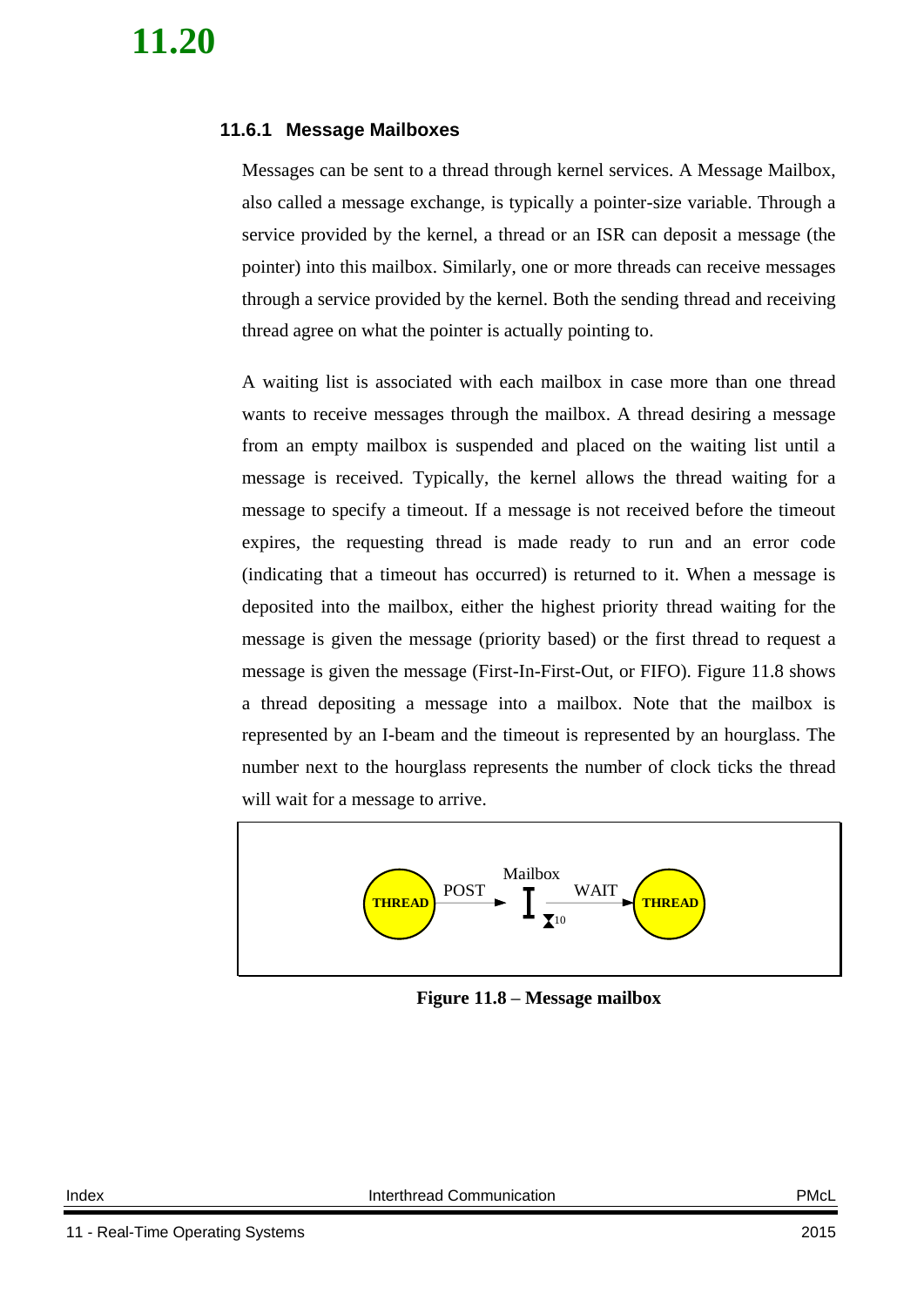### 11.6.1 Message Mailboxes

Messages can be sent to a thread through kernel services. A Message Mailbox, also called a message exchange, is typically a pointer-size variable. Through a service provided by the kernel, a thread or an ISR can deposit a message (the pointer) into this mailbox. Similarly, one or more threads can receive messages through a service provided by the kernel. Both the sending thread and receiving thread agree on what the pointer is actually pointing to.

A waiting list is associated with each mailbox in case more than one thread wants to receive messages through the mailbox. A thread desiring a message from an empty mailbox is suspended and placed on the waiting list until a message is received. Typically, the kernel allows the thread waiting for a message to specify a timeout. If a message is not received before the timeout expires, the requesting thread is made ready to run and an error code (indicating that a timeout has occurred) is returned to it. When a message is deposited into the mailbox, either the highest priority thread waiting for the message is given the message (priority based) or the first thread to request a message is given the message (First-In-First-Out, or FIFO). Figure 11.8 shows a thread depositing a message into a mailbox. Note that the mailbox is represented by an I-beam and the timeout is represented by an hourglass. The number next to the hourglass represents the number of clock ticks the thread will wait for a message to arrive.

THREAD — POST → Mailbox (I, 10) — WAIT → THREAD

**Figure 11.8 – Message mailbox**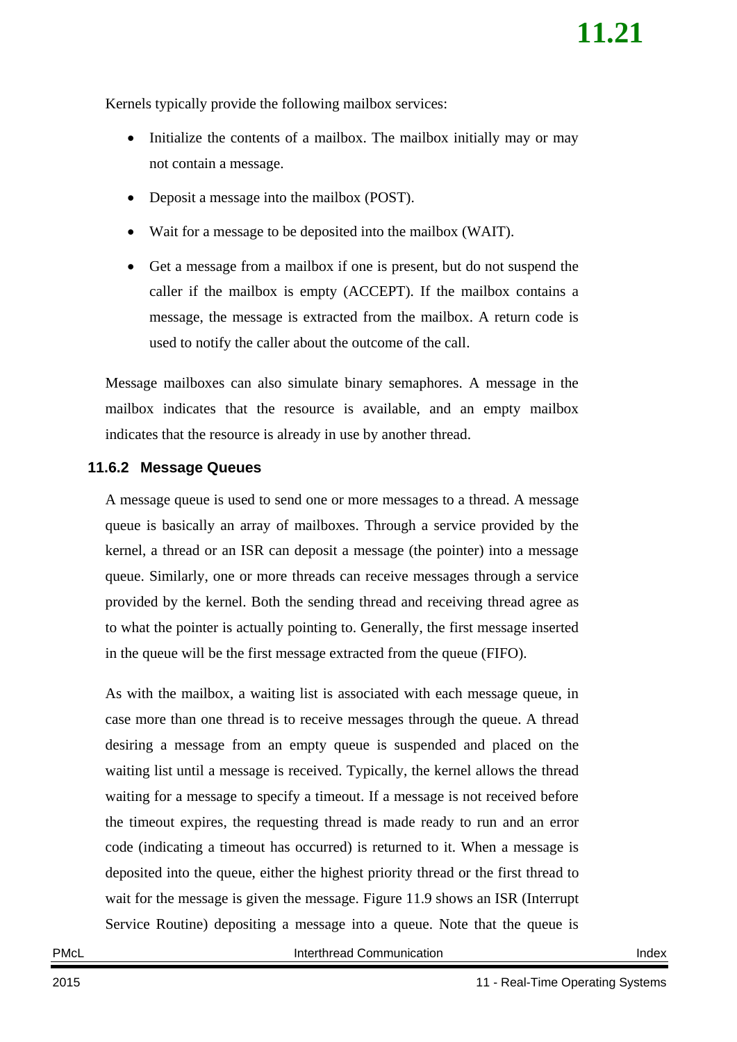Kernels typically provide the following mailbox services:

- Initialize the contents of a mailbox. The mailbox initially may or may not contain a message.
- Deposit a message into the mailbox (POST).
- Wait for a message to be deposited into the mailbox (WAIT).
- Get a message from a mailbox if one is present, but do not suspend the caller if the mailbox is empty (ACCEPT). If the mailbox contains a message, the message is extracted from the mailbox. A return code is used to notify the caller about the outcome of the call.

Message mailboxes can also simulate binary semaphores. A message in the mailbox indicates that the resource is available, and an empty mailbox indicates that the resource is already in use by another thread.

### 11.6.2 Message Queues

A message queue is used to send one or more messages to a thread. A message queue is basically an array of mailboxes. Through a service provided by the kernel, a thread or an ISR can deposit a message (the pointer) into a message queue. Similarly, one or more threads can receive messages through a service provided by the kernel. Both the sending thread and receiving thread agree as to what the pointer is actually pointing to. Generally, the first message inserted in the queue will be the first message extracted from the queue (FIFO).

As with the mailbox, a waiting list is associated with each message queue, in case more than one thread is to receive messages through the queue. A thread desiring a message from an empty queue is suspended and placed on the waiting list until a message is received. Typically, the kernel allows the thread waiting for a message to specify a timeout. If a message is not received before the timeout expires, the requesting thread is made ready to run and an error code (indicating a timeout has occurred) is returned to it. When a message is deposited into the queue, either the highest priority thread or the first thread to wait for the message is given the message. Figure 11.9 shows an ISR (Interrupt Service Routine) depositing a message into a queue. Note that the queue is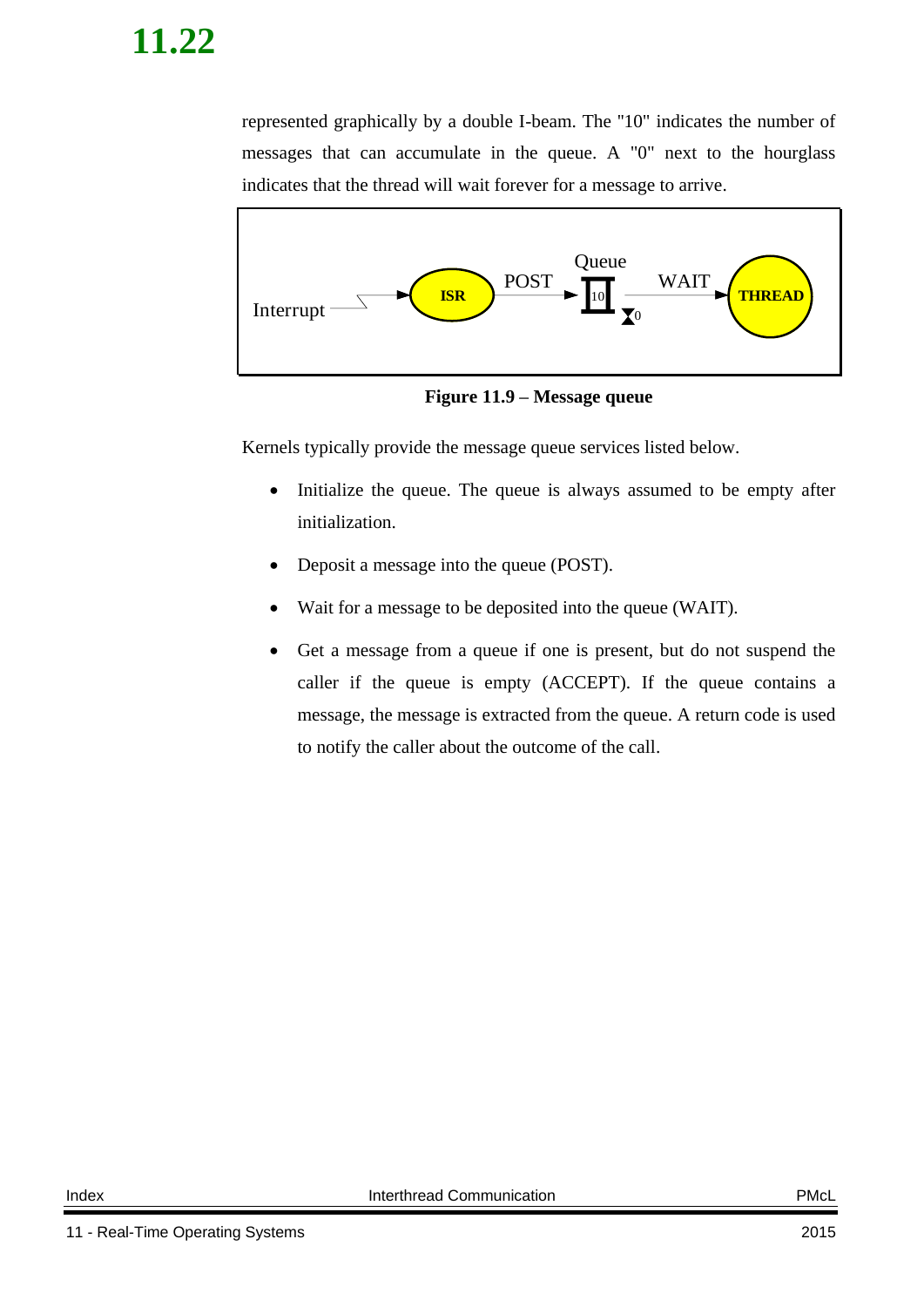represented graphically by a double I-beam. The "10" indicates the number of messages that can accumulate in the queue. A "0" next to the hourglass indicates that the thread will wait forever for a message to arrive.

**Figure 11.9 – Message queue**

Kernels typically provide the message queue services listed below.

- Initialize the queue. The queue is always assumed to be empty after initialization.
- Deposit a message into the queue (POST).
- Wait for a message to be deposited into the queue (WAIT).
- Get a message from a queue if one is present, but do not suspend the caller if the queue is empty (ACCEPT). If the queue contains a message, the message is extracted from the queue. A return code is used to notify the caller about the outcome of the call.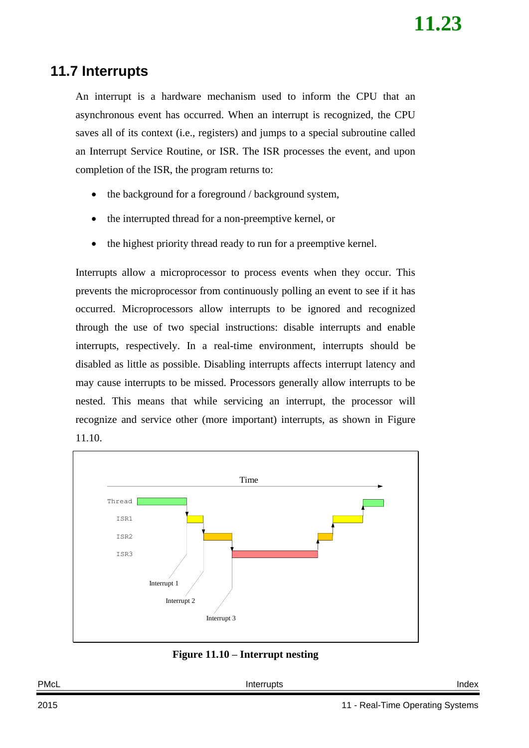## 11.7 Interrupts

An interrupt is a hardware mechanism used to inform the CPU that an asynchronous event has occurred. When an interrupt is recognized, the CPU saves all of its context (i.e., registers) and jumps to a special subroutine called an Interrupt Service Routine, or ISR. The ISR processes the event, and upon completion of the ISR, the program returns to:

- the background for a foreground / background system,
- the interrupted thread for a non-preemptive kernel, or
- the highest priority thread ready to run for a preemptive kernel.

Interrupts allow a microprocessor to process events when they occur. This prevents the microprocessor from continuously polling an event to see if it has occurred. Microprocessors allow interrupts to be ignored and recognized through the use of two special instructions: disable interrupts and enable interrupts, respectively. In a real-time environment, interrupts should be disabled as little as possible. Disabling interrupts affects interrupt latency and may cause interrupts to be missed. Processors generally allow interrupts to be nested. This means that while servicing an interrupt, the processor will recognize and service other (more important) interrupts, as shown in Figure 11.10.

**Figure 11.10 – Interrupt nesting**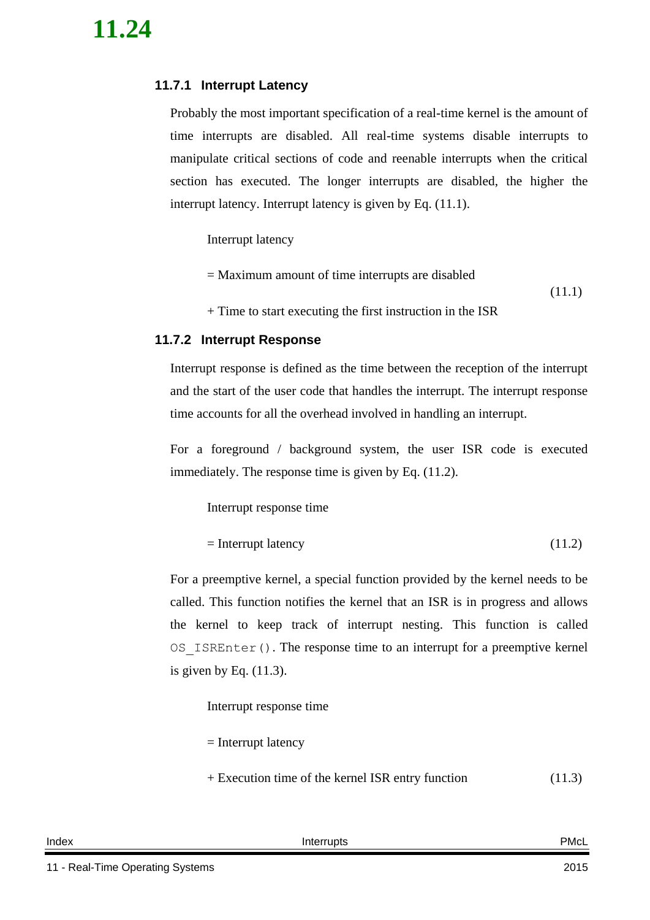### 11.7.1 Interrupt Latency

Probably the most important specification of a real-time kernel is the amount of time interrupts are disabled. All real-time systems disable interrupts to manipulate critical sections of code and reenable interrupts when the critical section has executed. The longer interrupts are disabled, the higher the interrupt latency. Interrupt latency is given by Eq. (11.1).

$$\begin{aligned} &\text{Interrupt latency} \\ &= \text{Maximum amount of time interrupts are disabled} \\ &+ \text{Time to start executing the first instruction in the ISR} \end{aligned} \tag{11.1}$$

### 11.7.2 Interrupt Response

Interrupt response is defined as the time between the reception of the interrupt and the start of the user code that handles the interrupt. The interrupt response time accounts for all the overhead involved in handling an interrupt.

For a foreground / background system, the user ISR code is executed immediately. The response time is given by Eq. (11.2).

$$\begin{aligned} &\text{Interrupt response time} \\ &= \text{Interrupt latency} \end{aligned} \tag{11.2}$$

For a preemptive kernel, a special function provided by the kernel needs to be called. This function notifies the kernel that an ISR is in progress and allows the kernel to keep track of interrupt nesting. This function is called `OS_ISREnter()`. The response time to an interrupt for a preemptive kernel is given by Eq. (11.3).

$$\begin{aligned} &\text{Interrupt response time} \\ &= \text{Interrupt latency} \\ &+ \text{Execution time of the kernel ISR entry function} \end{aligned} \tag{11.3}$$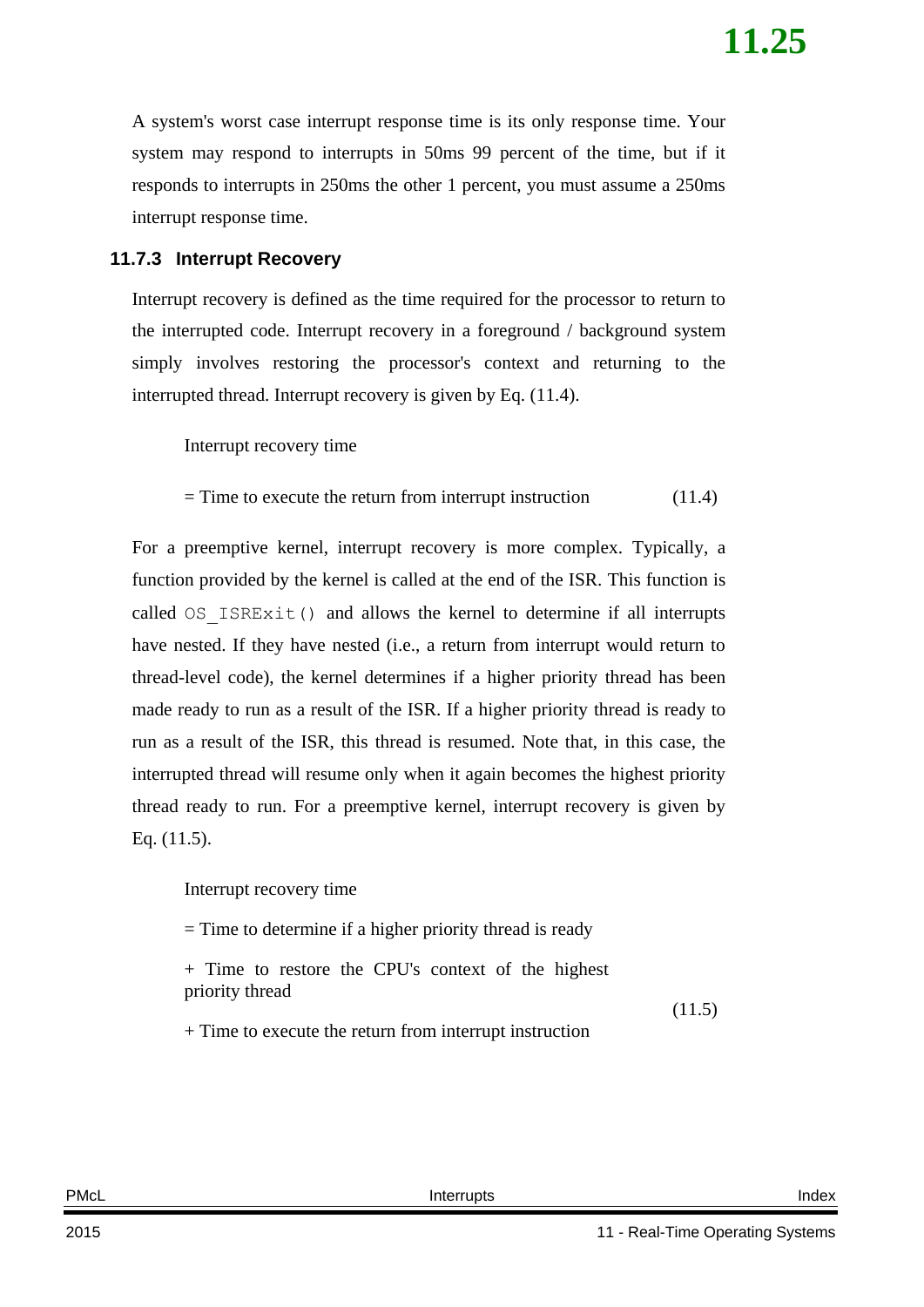A system's worst case interrupt response time is its only response time. Your system may respond to interrupts in 50ms 99 percent of the time, but if it responds to interrupts in 250ms the other 1 percent, you must assume a 250ms interrupt response time.

### 11.7.3 Interrupt Recovery

Interrupt recovery is defined as the time required for the processor to return to the interrupted code. Interrupt recovery in a foreground / background system simply involves restoring the processor's context and returning to the interrupted thread. Interrupt recovery is given by Eq. (11.4).

Interrupt recovery time

= Time to execute the return from interrupt instruction (11.4)

For a preemptive kernel, interrupt recovery is more complex. Typically, a function provided by the kernel is called at the end of the ISR. This function is called `OS_ISRExit()` and allows the kernel to determine if all interrupts have nested. If they have nested (i.e., a return from interrupt would return to thread-level code), the kernel determines if a higher priority thread has been made ready to run as a result of the ISR. If a higher priority thread is ready to run as a result of the ISR, this thread is resumed. Note that, in this case, the interrupted thread will resume only when it again becomes the highest priority thread ready to run. For a preemptive kernel, interrupt recovery is given by Eq. (11.5).

Interrupt recovery time

= Time to determine if a higher priority thread is ready

+ Time to restore the CPU's context of the highest priority thread

+ Time to execute the return from interrupt instruction (11.5)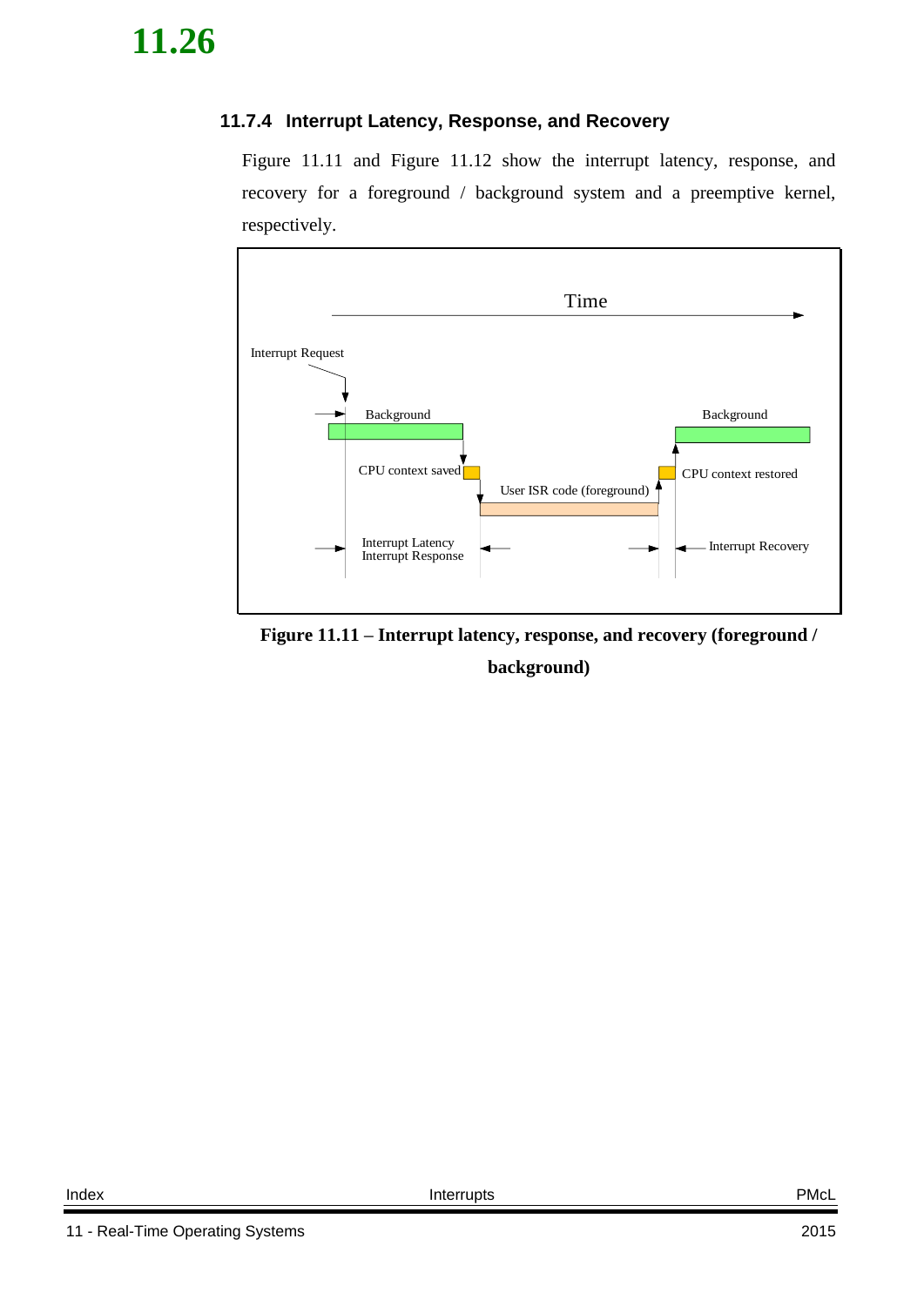### 11.7.4 Interrupt Latency, Response, and Recovery

Figure 11.11 and Figure 11.12 show the interrupt latency, response, and recovery for a foreground / background system and a preemptive kernel, respectively.

Time

Interrupt Request

Background

Background

CPU context saved

CPU context restored

User ISR code (foreground)

Interrupt Latency
Interrupt Response

Interrupt Recovery

**Figure 11.11 – Interrupt latency, response, and recovery (foreground / background)**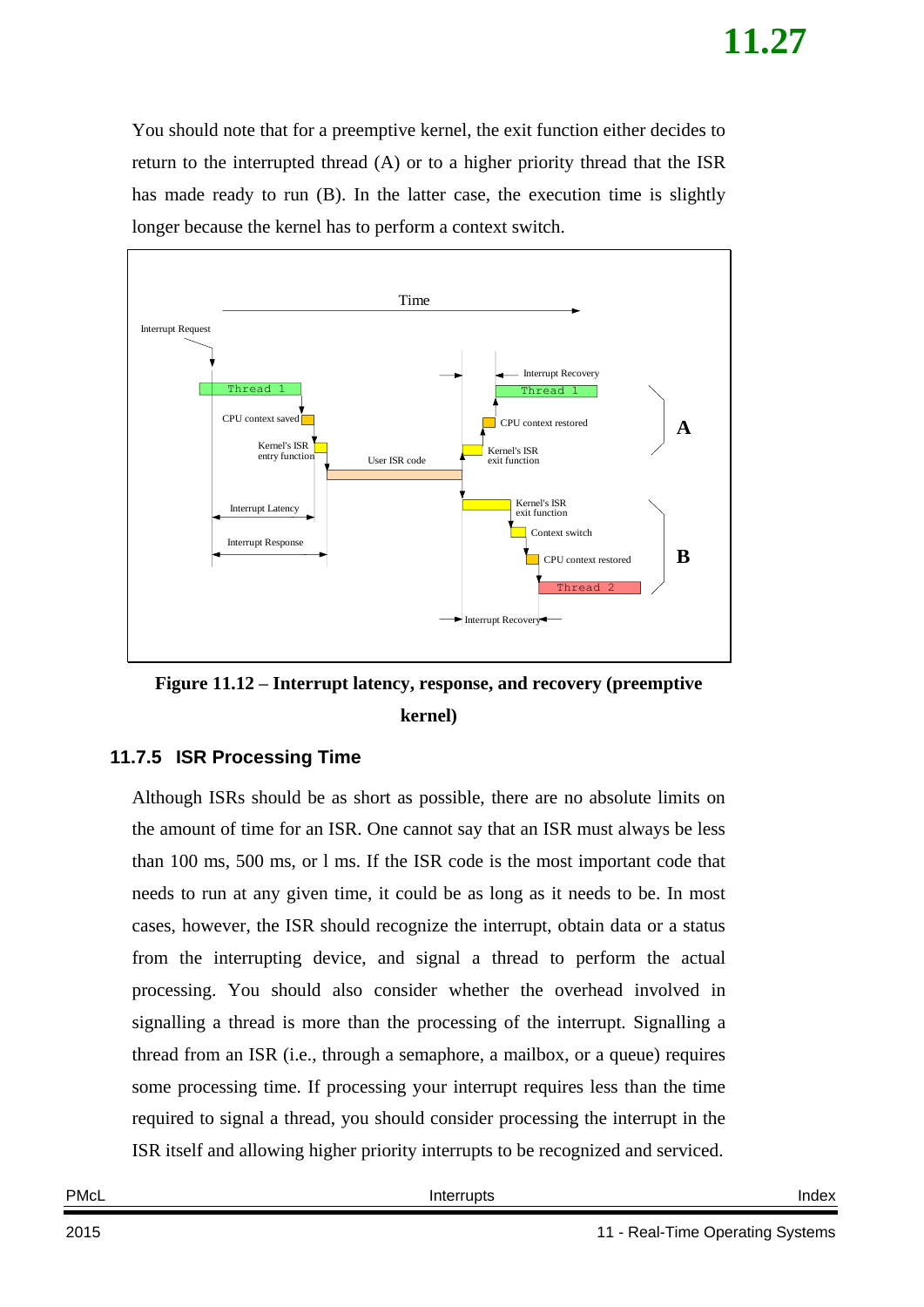You should note that for a preemptive kernel, the exit function either decides to return to the interrupted thread (A) or to a higher priority thread that the ISR has made ready to run (B). In the latter case, the execution time is slightly longer because the kernel has to perform a context switch.

**Figure 11.12 – Interrupt latency, response, and recovery (preemptive kernel)**

## 11.7.5 ISR Processing Time

Although ISRs should be as short as possible, there are no absolute limits on the amount of time for an ISR. One cannot say that an ISR must always be less than 100 ms, 500 ms, or l ms. If the ISR code is the most important code that needs to run at any given time, it could be as long as it needs to be. In most cases, however, the ISR should recognize the interrupt, obtain data or a status from the interrupting device, and signal a thread to perform the actual processing. You should also consider whether the overhead involved in signalling a thread is more than the processing of the interrupt. Signalling a thread from an ISR (i.e., through a semaphore, a mailbox, or a queue) requires some processing time. If processing your interrupt requires less than the time required to signal a thread, you should consider processing the interrupt in the ISR itself and allowing higher priority interrupts to be recognized and serviced.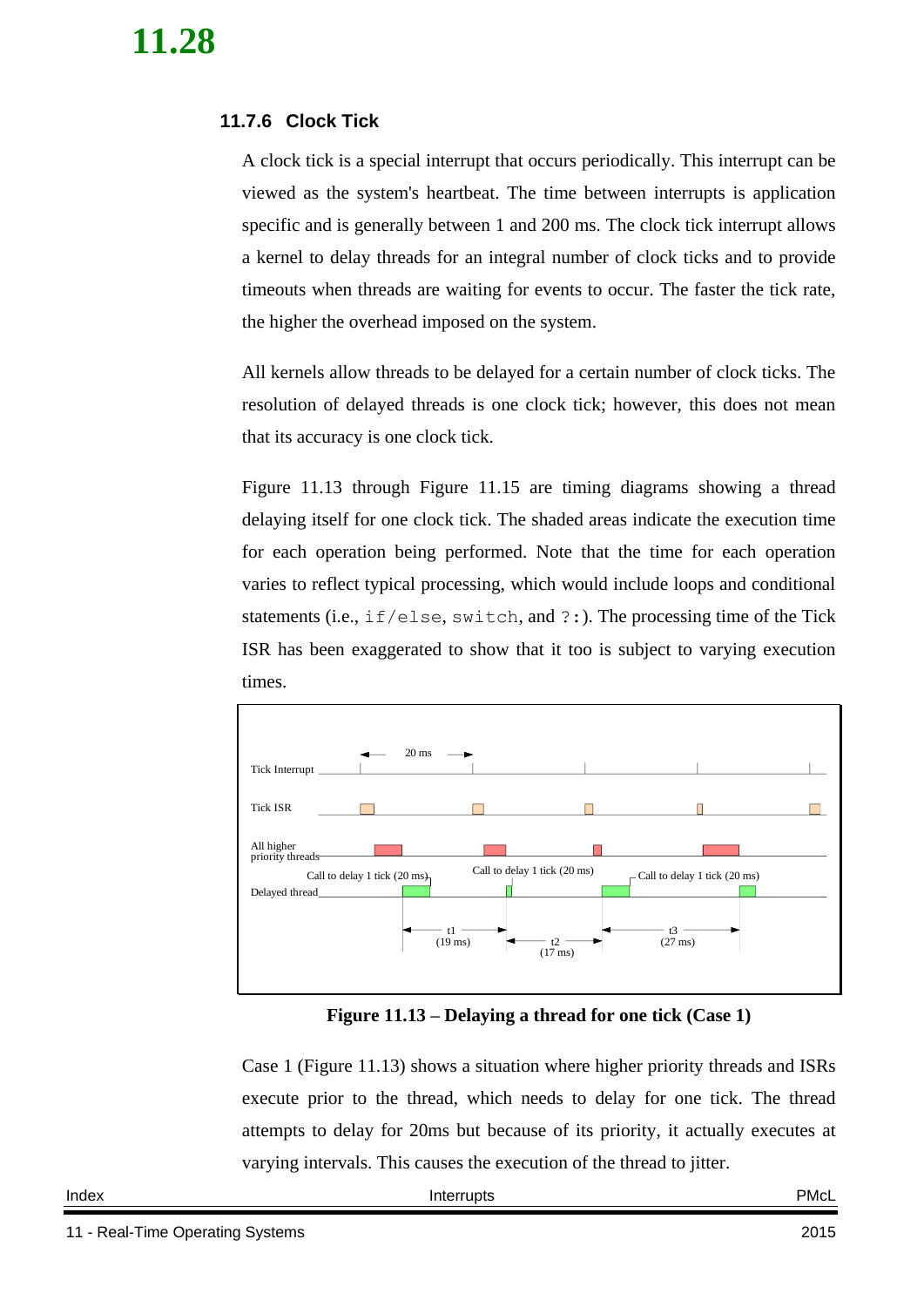### 11.7.6 Clock Tick

A clock tick is a special interrupt that occurs periodically. This interrupt can be viewed as the system's heartbeat. The time between interrupts is application specific and is generally between 1 and 200 ms. The clock tick interrupt allows a kernel to delay threads for an integral number of clock ticks and to provide timeouts when threads are waiting for events to occur. The faster the tick rate, the higher the overhead imposed on the system.

All kernels allow threads to be delayed for a certain number of clock ticks. The resolution of delayed threads is one clock tick; however, this does not mean that its accuracy is one clock tick.

Figure 11.13 through Figure 11.15 are timing diagrams showing a thread delaying itself for one clock tick. The shaded areas indicate the execution time for each operation being performed. Note that the time for each operation varies to reflect typical processing, which would include loops and conditional statements (i.e., `if/else`, `switch`, and `?:`). The processing time of the Tick ISR has been exaggerated to show that it too is subject to varying execution times.

**Figure 11.13 – Delaying a thread for one tick (Case 1)**

Case 1 (Figure 11.13) shows a situation where higher priority threads and ISRs execute prior to the thread, which needs to delay for one tick. The thread attempts to delay for 20ms but because of its priority, it actually executes at varying intervals. This causes the execution of the thread to jitter.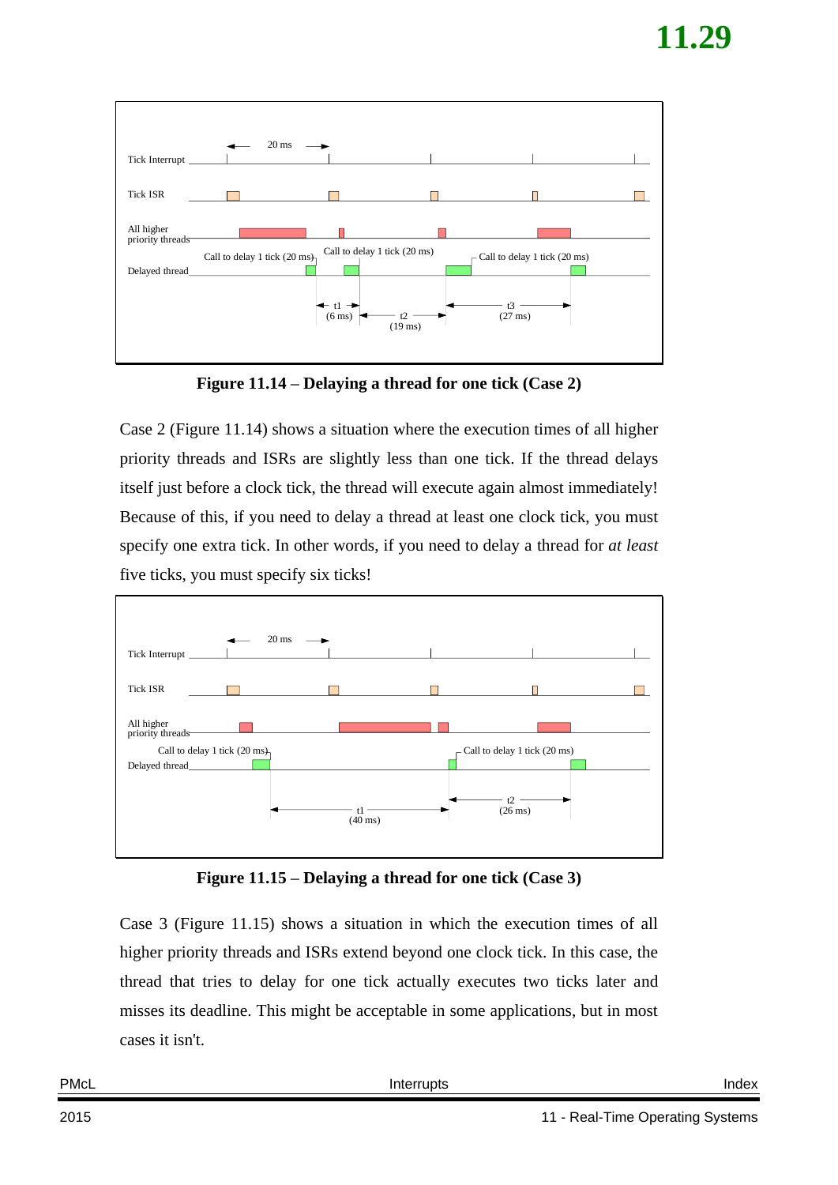**Figure 11.14 – Delaying a thread for one tick (Case 2)**

Case 2 (Figure 11.14) shows a situation where the execution times of all higher priority threads and ISRs are slightly less than one tick. If the thread delays itself just before a clock tick, the thread will execute again almost immediately! Because of this, if you need to delay a thread at least one clock tick, you must specify one extra tick. In other words, if you need to delay a thread for *at least* five ticks, you must specify six ticks!

**Figure 11.15 – Delaying a thread for one tick (Case 3)**

Case 3 (Figure 11.15) shows a situation in which the execution times of all higher priority threads and ISRs extend beyond one clock tick. In this case, the thread that tries to delay for one tick actually executes two ticks later and misses its deadline. This might be acceptable in some applications, but in most cases it isn't.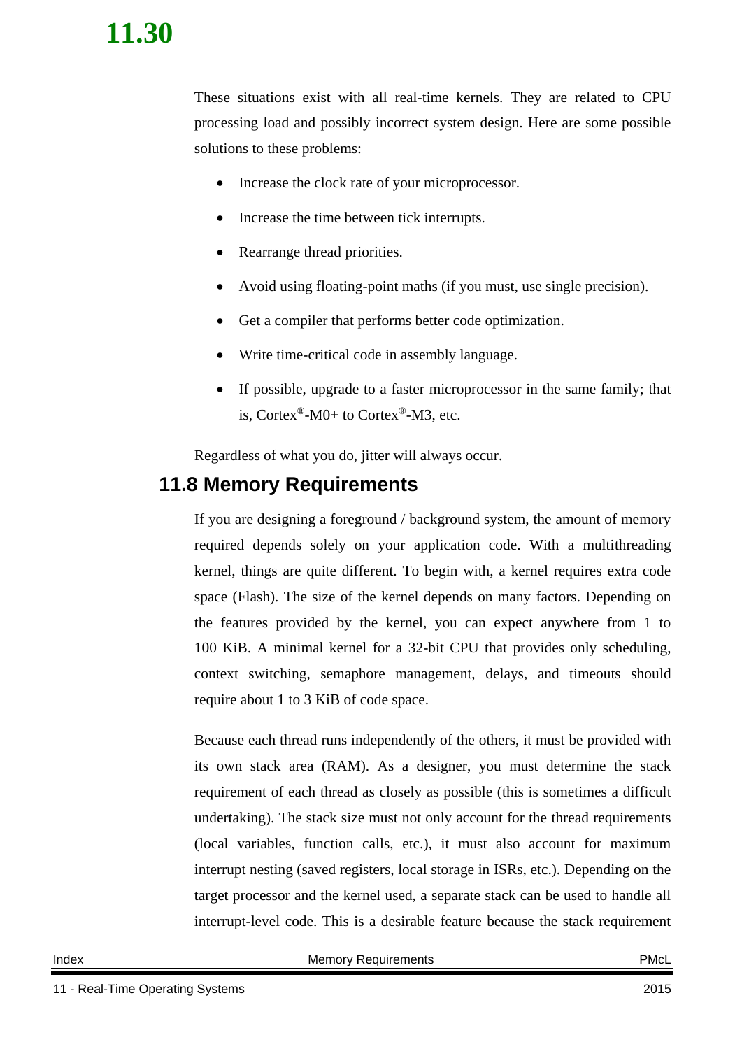These situations exist with all real-time kernels. They are related to CPU processing load and possibly incorrect system design. Here are some possible solutions to these problems:

- Increase the clock rate of your microprocessor.
- Increase the time between tick interrupts.
- Rearrange thread priorities.
- Avoid using floating-point maths (if you must, use single precision).
- Get a compiler that performs better code optimization.
- Write time-critical code in assembly language.
- If possible, upgrade to a faster microprocessor in the same family; that is, Cortex®-M0+ to Cortex®-M3, etc.

Regardless of what you do, jitter will always occur.

## 11.8 Memory Requirements

If you are designing a foreground / background system, the amount of memory required depends solely on your application code. With a multithreading kernel, things are quite different. To begin with, a kernel requires extra code space (Flash). The size of the kernel depends on many factors. Depending on the features provided by the kernel, you can expect anywhere from 1 to 100 KiB. A minimal kernel for a 32-bit CPU that provides only scheduling, context switching, semaphore management, delays, and timeouts should require about 1 to 3 KiB of code space.

Because each thread runs independently of the others, it must be provided with its own stack area (RAM). As a designer, you must determine the stack requirement of each thread as closely as possible (this is sometimes a difficult undertaking). The stack size must not only account for the thread requirements (local variables, function calls, etc.), it must also account for maximum interrupt nesting (saved registers, local storage in ISRs, etc.). Depending on the target processor and the kernel used, a separate stack can be used to handle all interrupt-level code. This is a desirable feature because the stack requirement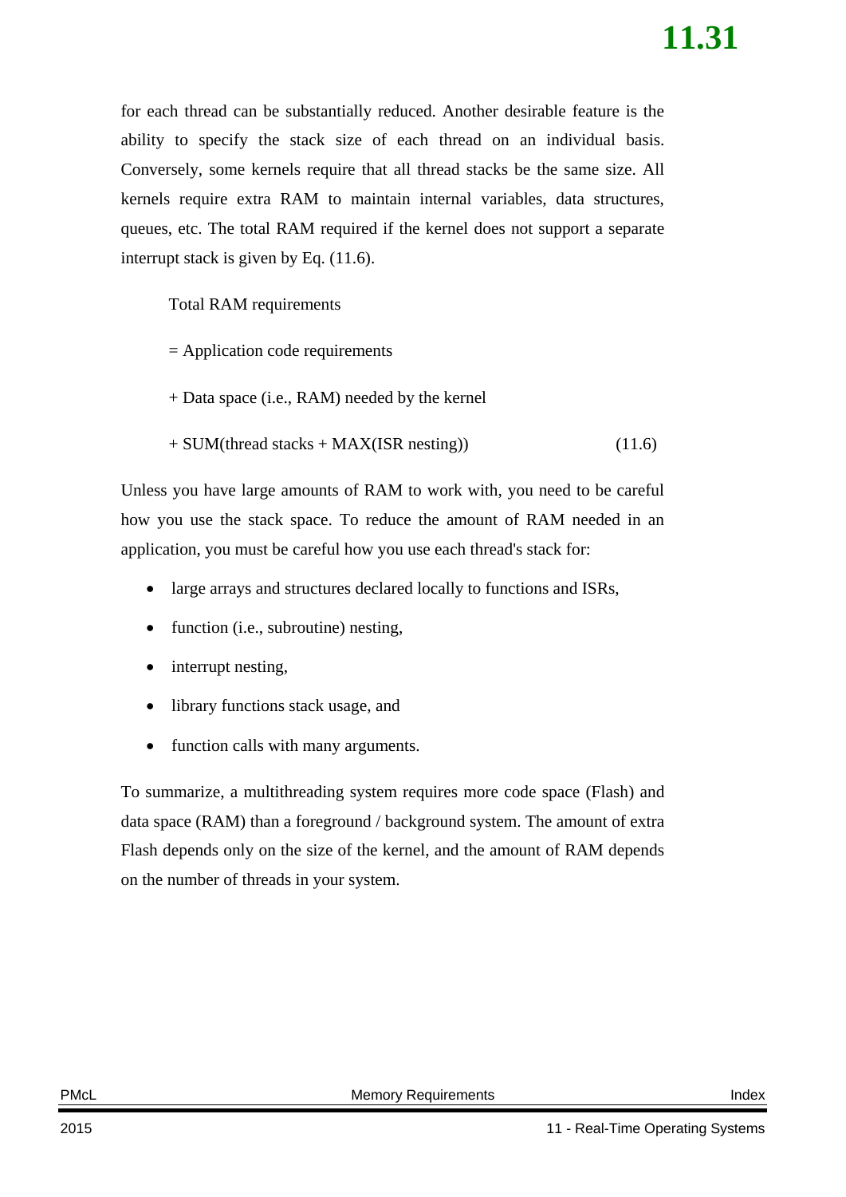for each thread can be substantially reduced. Another desirable feature is the ability to specify the stack size of each thread on an individual basis. Conversely, some kernels require that all thread stacks be the same size. All kernels require extra RAM to maintain internal variables, data structures, queues, etc. The total RAM required if the kernel does not support a separate interrupt stack is given by Eq. (11.6).

Total RAM requirements

= Application code requirements

+ Data space (i.e., RAM) needed by the kernel

+ SUM(thread stacks + MAX(ISR nesting)) (11.6)

Unless you have large amounts of RAM to work with, you need to be careful how you use the stack space. To reduce the amount of RAM needed in an application, you must be careful how you use each thread's stack for:

- large arrays and structures declared locally to functions and ISRs,
- function (i.e., subroutine) nesting,
- interrupt nesting,
- library functions stack usage, and
- function calls with many arguments.

To summarize, a multithreading system requires more code space (Flash) and data space (RAM) than a foreground / background system. The amount of extra Flash depends only on the size of the kernel, and the amount of RAM depends on the number of threads in your system.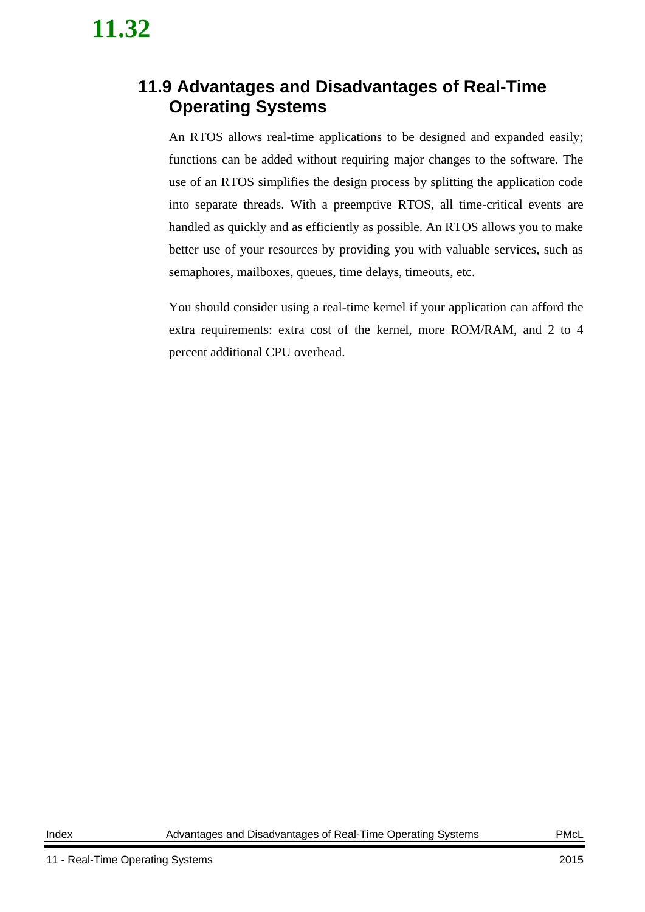## 11.9 Advantages and Disadvantages of Real-Time Operating Systems

An RTOS allows real-time applications to be designed and expanded easily; functions can be added without requiring major changes to the software. The use of an RTOS simplifies the design process by splitting the application code into separate threads. With a preemptive RTOS, all time-critical events are handled as quickly and as efficiently as possible. An RTOS allows you to make better use of your resources by providing you with valuable services, such as semaphores, mailboxes, queues, time delays, timeouts, etc.

You should consider using a real-time kernel if your application can afford the extra requirements: extra cost of the kernel, more ROM/RAM, and 2 to 4 percent additional CPU overhead.